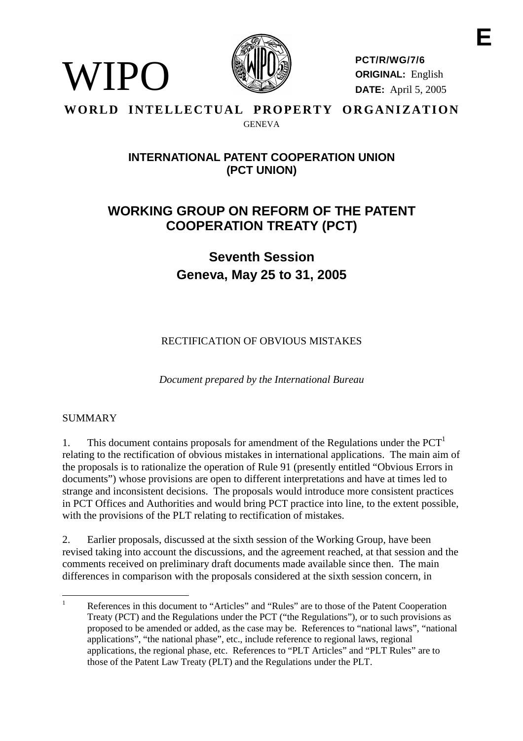# WIPO

**PCT/R/WG/7/6**
**ORIGINAL:** English
**DATE:** April 5, 2005

**WORLD INTELLECTUAL PROPERTY ORGANIZATION**
GENEVA

## INTERNATIONAL PATENT COOPERATION UNION (PCT UNION)

## WORKING GROUP ON REFORM OF THE PATENT COOPERATION TREATY (PCT)

### Seventh Session
### Geneva, May 25 to 31, 2005

RECTIFICATION OF OBVIOUS MISTAKES

*Document prepared by the International Bureau*

SUMMARY

1. This document contains proposals for amendment of the Regulations under the PCT[1] relating to the rectification of obvious mistakes in international applications. The main aim of the proposals is to rationalize the operation of Rule 91 (presently entitled "Obvious Errors in documents") whose provisions are open to different interpretations and have at times led to strange and inconsistent decisions. The proposals would introduce more consistent practices in PCT Offices and Authorities and would bring PCT practice into line, to the extent possible, with the provisions of the PLT relating to rectification of mistakes.

2. Earlier proposals, discussed at the sixth session of the Working Group, have been revised taking into account the discussions, and the agreement reached, at that session and the comments received on preliminary draft documents made available since then. The main differences in comparison with the proposals considered at the sixth session concern, in

[1] References in this document to "Articles" and "Rules" are to those of the Patent Cooperation Treaty (PCT) and the Regulations under the PCT ("the Regulations"), or to such provisions as proposed to be amended or added, as the case may be. References to "national laws", "national applications", "the national phase", etc., include reference to regional laws, regional applications, the regional phase, etc. References to "PLT Articles" and "PLT Rules" are to those of the Patent Law Treaty (PLT) and the Regulations under the PLT.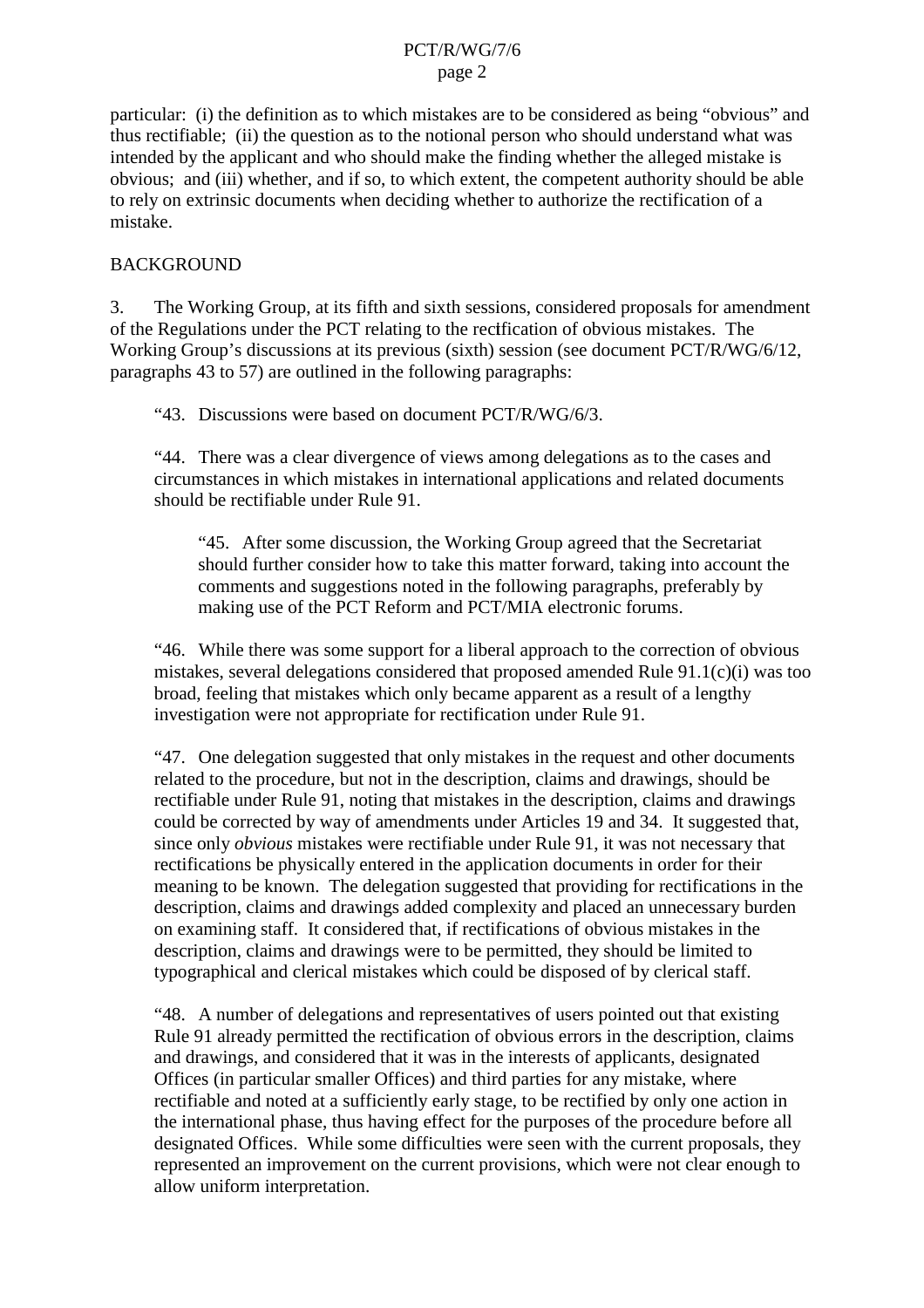particular: (i) the definition as to which mistakes are to be considered as being "obvious" and thus rectifiable; (ii) the question as to the notional person who should understand what was intended by the applicant and who should make the finding whether the alleged mistake is obvious; and (iii) whether, and if so, to which extent, the competent authority should be able to rely on extrinsic documents when deciding whether to authorize the rectification of a mistake.

BACKGROUND

3. The Working Group, at its fifth and sixth sessions, considered proposals for amendment of the Regulations under the PCT relating to the rectification of obvious mistakes. The Working Group's discussions at its previous (sixth) session (see document PCT/R/WG/6/12, paragraphs 43 to 57) are outlined in the following paragraphs:

> "43. Discussions were based on document PCT/R/WG/6/3.
>
> "44. There was a clear divergence of views among delegations as to the cases and circumstances in which mistakes in international applications and related documents should be rectifiable under Rule 91.
>
>> "45. After some discussion, the Working Group agreed that the Secretariat should further consider how to take this matter forward, taking into account the comments and suggestions noted in the following paragraphs, preferably by making use of the PCT Reform and PCT/MIA electronic forums.
>
> "46. While there was some support for a liberal approach to the correction of obvious mistakes, several delegations considered that proposed amended Rule 91.1(c)(i) was too broad, feeling that mistakes which only became apparent as a result of a lengthy investigation were not appropriate for rectification under Rule 91.
>
> "47. One delegation suggested that only mistakes in the request and other documents related to the procedure, but not in the description, claims and drawings, should be rectifiable under Rule 91, noting that mistakes in the description, claims and drawings could be corrected by way of amendments under Articles 19 and 34. It suggested that, since only *obvious* mistakes were rectifiable under Rule 91, it was not necessary that rectifications be physically entered in the application documents in order for their meaning to be known. The delegation suggested that providing for rectifications in the description, claims and drawings added complexity and placed an unnecessary burden on examining staff. It considered that, if rectifications of obvious mistakes in the description, claims and drawings were to be permitted, they should be limited to typographical and clerical mistakes which could be disposed of by clerical staff.
>
> "48. A number of delegations and representatives of users pointed out that existing Rule 91 already permitted the rectification of obvious errors in the description, claims and drawings, and considered that it was in the interests of applicants, designated Offices (in particular smaller Offices) and third parties for any mistake, where rectifiable and noted at a sufficiently early stage, to be rectified by only one action in the international phase, thus having effect for the purposes of the procedure before all designated Offices. While some difficulties were seen with the current proposals, they represented an improvement on the current provisions, which were not clear enough to allow uniform interpretation.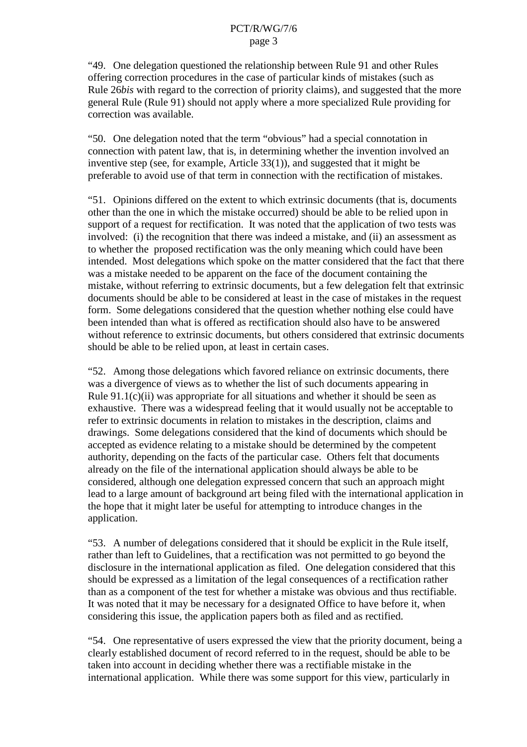“49. One delegation questioned the relationship between Rule 91 and other Rules offering correction procedures in the case of particular kinds of mistakes (such as Rule 26*bis* with regard to the correction of priority claims), and suggested that the more general Rule (Rule 91) should not apply where a more specialized Rule providing for correction was available.

“50. One delegation noted that the term “obvious” had a special connotation in connection with patent law, that is, in determining whether the invention involved an inventive step (see, for example, Article 33(1)), and suggested that it might be preferable to avoid use of that term in connection with the rectification of mistakes.

“51. Opinions differed on the extent to which extrinsic documents (that is, documents other than the one in which the mistake occurred) should be able to be relied upon in support of a request for rectification. It was noted that the application of two tests was involved: (i) the recognition that there was indeed a mistake, and (ii) an assessment as to whether the proposed rectification was the only meaning which could have been intended. Most delegations which spoke on the matter considered that the fact that there was a mistake needed to be apparent on the face of the document containing the mistake, without referring to extrinsic documents, but a few delegation felt that extrinsic documents should be able to be considered at least in the case of mistakes in the request form. Some delegations considered that the question whether nothing else could have been intended than what is offered as rectification should also have to be answered without reference to extrinsic documents, but others considered that extrinsic documents should be able to be relied upon, at least in certain cases.

“52. Among those delegations which favored reliance on extrinsic documents, there was a divergence of views as to whether the list of such documents appearing in Rule 91.1(c)(ii) was appropriate for all situations and whether it should be seen as exhaustive. There was a widespread feeling that it would usually not be acceptable to refer to extrinsic documents in relation to mistakes in the description, claims and drawings. Some delegations considered that the kind of documents which should be accepted as evidence relating to a mistake should be determined by the competent authority, depending on the facts of the particular case. Others felt that documents already on the file of the international application should always be able to be considered, although one delegation expressed concern that such an approach might lead to a large amount of background art being filed with the international application in the hope that it might later be useful for attempting to introduce changes in the application.

“53. A number of delegations considered that it should be explicit in the Rule itself, rather than left to Guidelines, that a rectification was not permitted to go beyond the disclosure in the international application as filed. One delegation considered that this should be expressed as a limitation of the legal consequences of a rectification rather than as a component of the test for whether a mistake was obvious and thus rectifiable. It was noted that it may be necessary for a designated Office to have before it, when considering this issue, the application papers both as filed and as rectified.

“54. One representative of users expressed the view that the priority document, being a clearly established document of record referred to in the request, should be able to be taken into account in deciding whether there was a rectifiable mistake in the international application. While there was some support for this view, particularly in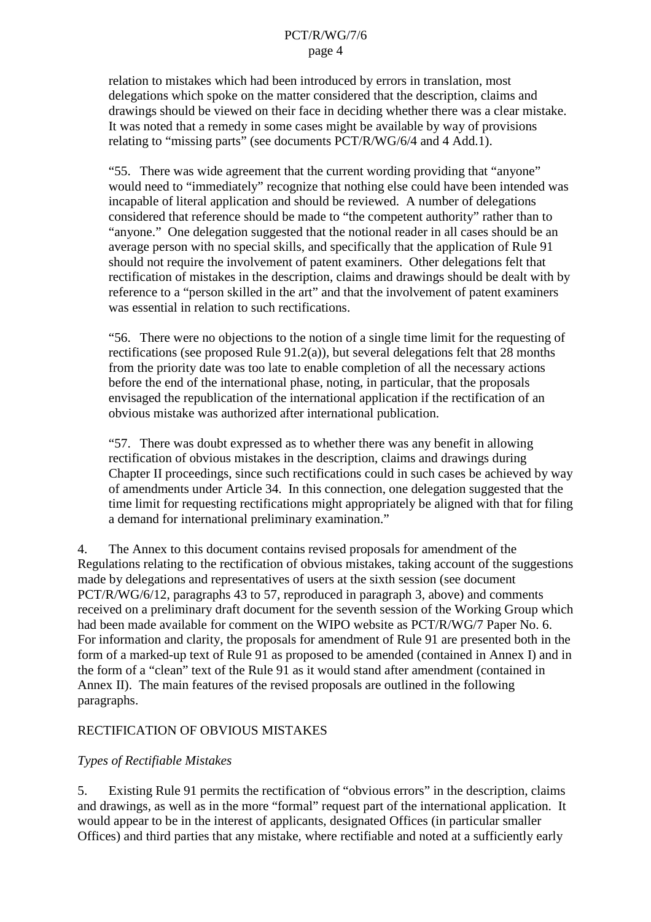relation to mistakes which had been introduced by errors in translation, most delegations which spoke on the matter considered that the description, claims and drawings should be viewed on their face in deciding whether there was a clear mistake. It was noted that a remedy in some cases might be available by way of provisions relating to "missing parts" (see documents PCT/R/WG/6/4 and 4 Add.1).

"55. There was wide agreement that the current wording providing that "anyone" would need to "immediately" recognize that nothing else could have been intended was incapable of literal application and should be reviewed. A number of delegations considered that reference should be made to "the competent authority" rather than to "anyone." One delegation suggested that the notional reader in all cases should be an average person with no special skills, and specifically that the application of Rule 91 should not require the involvement of patent examiners. Other delegations felt that rectification of mistakes in the description, claims and drawings should be dealt with by reference to a "person skilled in the art" and that the involvement of patent examiners was essential in relation to such rectifications.

"56. There were no objections to the notion of a single time limit for the requesting of rectifications (see proposed Rule 91.2(a)), but several delegations felt that 28 months from the priority date was too late to enable completion of all the necessary actions before the end of the international phase, noting, in particular, that the proposals envisaged the republication of the international application if the rectification of an obvious mistake was authorized after international publication.

"57. There was doubt expressed as to whether there was any benefit in allowing rectification of obvious mistakes in the description, claims and drawings during Chapter II proceedings, since such rectifications could in such cases be achieved by way of amendments under Article 34. In this connection, one delegation suggested that the time limit for requesting rectifications might appropriately be aligned with that for filing a demand for international preliminary examination."

4. The Annex to this document contains revised proposals for amendment of the Regulations relating to the rectification of obvious mistakes, taking account of the suggestions made by delegations and representatives of users at the sixth session (see document PCT/R/WG/6/12, paragraphs 43 to 57, reproduced in paragraph 3, above) and comments received on a preliminary draft document for the seventh session of the Working Group which had been made available for comment on the WIPO website as PCT/R/WG/7 Paper No. 6. For information and clarity, the proposals for amendment of Rule 91 are presented both in the form of a marked-up text of Rule 91 as proposed to be amended (contained in Annex I) and in the form of a "clean" text of the Rule 91 as it would stand after amendment (contained in Annex II). The main features of the revised proposals are outlined in the following paragraphs.

## RECTIFICATION OF OBVIOUS MISTAKES

### *Types of Rectifiable Mistakes*

5. Existing Rule 91 permits the rectification of "obvious errors" in the description, claims and drawings, as well as in the more "formal" request part of the international application. It would appear to be in the interest of applicants, designated Offices (in particular smaller Offices) and third parties that any mistake, where rectifiable and noted at a sufficiently early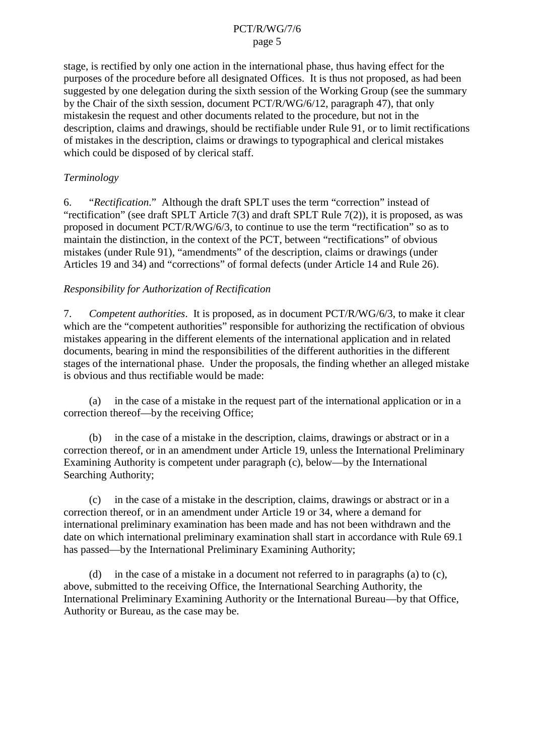stage, is rectified by only one action in the international phase, thus having effect for the purposes of the procedure before all designated Offices. It is thus not proposed, as had been suggested by one delegation during the sixth session of the Working Group (see the summary by the Chair of the sixth session, document PCT/R/WG/6/12, paragraph 47), that only mistakesin the request and other documents related to the procedure, but not in the description, claims and drawings, should be rectifiable under Rule 91, or to limit rectifications of mistakes in the description, claims or drawings to typographical and clerical mistakes which could be disposed of by clerical staff.

*Terminology*

6. "*Rectification*." Although the draft SPLT uses the term "correction" instead of "rectification" (see draft SPLT Article 7(3) and draft SPLT Rule 7(2)), it is proposed, as was proposed in document PCT/R/WG/6/3, to continue to use the term "rectification" so as to maintain the distinction, in the context of the PCT, between "rectifications" of obvious mistakes (under Rule 91), "amendments" of the description, claims or drawings (under Articles 19 and 34) and "corrections" of formal defects (under Article 14 and Rule 26).

*Responsibility for Authorization of Rectification*

7. *Competent authorities*. It is proposed, as in document PCT/R/WG/6/3, to make it clear which are the "competent authorities" responsible for authorizing the rectification of obvious mistakes appearing in the different elements of the international application and in related documents, bearing in mind the responsibilities of the different authorities in the different stages of the international phase. Under the proposals, the finding whether an alleged mistake is obvious and thus rectifiable would be made:

(a) in the case of a mistake in the request part of the international application or in a correction thereof—by the receiving Office;

(b) in the case of a mistake in the description, claims, drawings or abstract or in a correction thereof, or in an amendment under Article 19, unless the International Preliminary Examining Authority is competent under paragraph (c), below—by the International Searching Authority;

(c) in the case of a mistake in the description, claims, drawings or abstract or in a correction thereof, or in an amendment under Article 19 or 34, where a demand for international preliminary examination has been made and has not been withdrawn and the date on which international preliminary examination shall start in accordance with Rule 69.1 has passed—by the International Preliminary Examining Authority;

(d) in the case of a mistake in a document not referred to in paragraphs (a) to (c), above, submitted to the receiving Office, the International Searching Authority, the International Preliminary Examining Authority or the International Bureau—by that Office, Authority or Bureau, as the case may be.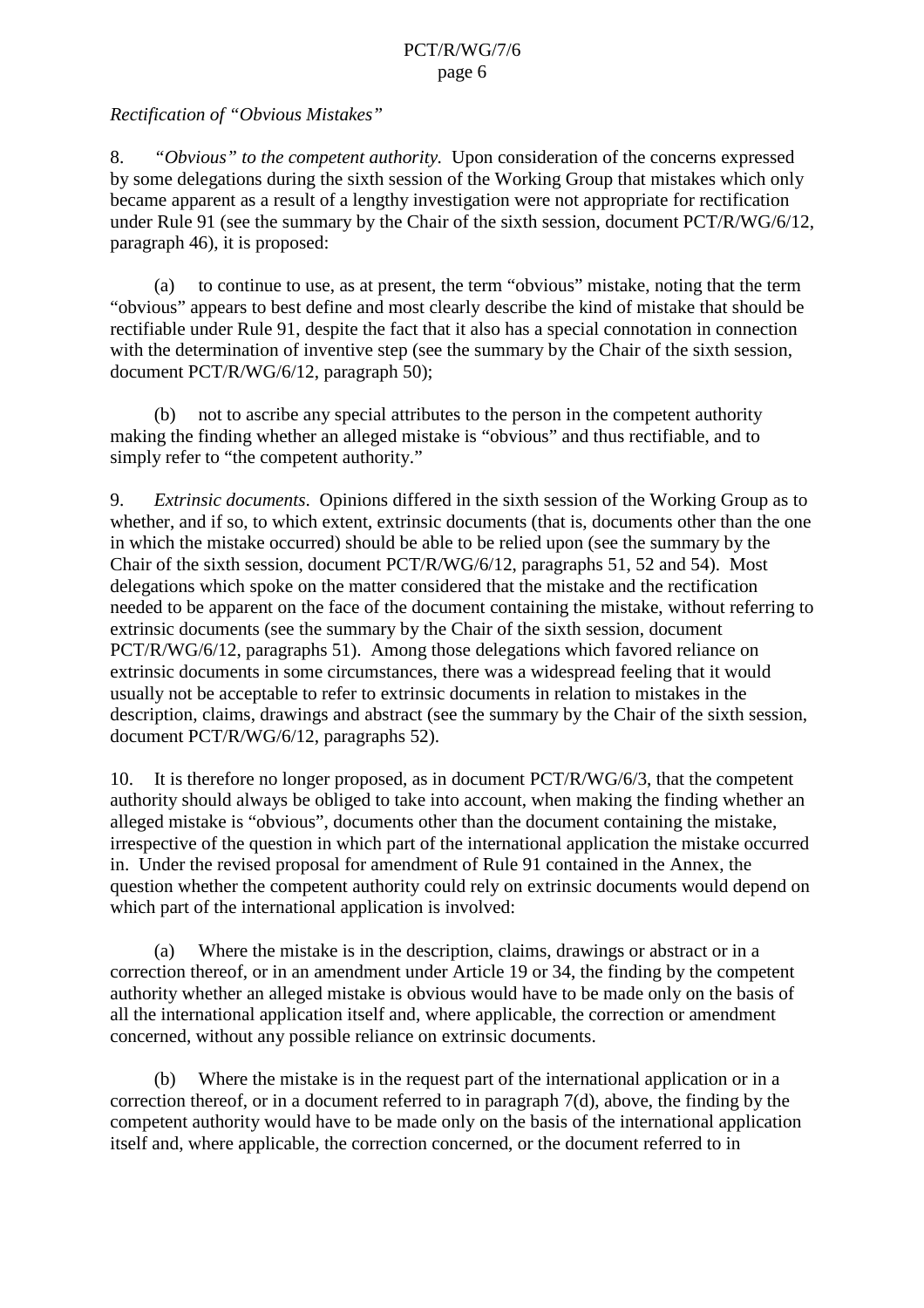*Rectification of "Obvious Mistakes"*

8. *"Obvious" to the competent authority.* Upon consideration of the concerns expressed by some delegations during the sixth session of the Working Group that mistakes which only became apparent as a result of a lengthy investigation were not appropriate for rectification under Rule 91 (see the summary by the Chair of the sixth session, document PCT/R/WG/6/12, paragraph 46), it is proposed:

(a) to continue to use, as at present, the term "obvious" mistake, noting that the term "obvious" appears to best define and most clearly describe the kind of mistake that should be rectifiable under Rule 91, despite the fact that it also has a special connotation in connection with the determination of inventive step (see the summary by the Chair of the sixth session, document PCT/R/WG/6/12, paragraph 50);

(b) not to ascribe any special attributes to the person in the competent authority making the finding whether an alleged mistake is "obvious" and thus rectifiable, and to simply refer to "the competent authority."

9. *Extrinsic documents*. Opinions differed in the sixth session of the Working Group as to whether, and if so, to which extent, extrinsic documents (that is, documents other than the one in which the mistake occurred) should be able to be relied upon (see the summary by the Chair of the sixth session, document PCT/R/WG/6/12, paragraphs 51, 52 and 54). Most delegations which spoke on the matter considered that the mistake and the rectification needed to be apparent on the face of the document containing the mistake, without referring to extrinsic documents (see the summary by the Chair of the sixth session, document PCT/R/WG/6/12, paragraphs 51). Among those delegations which favored reliance on extrinsic documents in some circumstances, there was a widespread feeling that it would usually not be acceptable to refer to extrinsic documents in relation to mistakes in the description, claims, drawings and abstract (see the summary by the Chair of the sixth session, document PCT/R/WG/6/12, paragraphs 52).

10. It is therefore no longer proposed, as in document PCT/R/WG/6/3, that the competent authority should always be obliged to take into account, when making the finding whether an alleged mistake is "obvious", documents other than the document containing the mistake, irrespective of the question in which part of the international application the mistake occurred in. Under the revised proposal for amendment of Rule 91 contained in the Annex, the question whether the competent authority could rely on extrinsic documents would depend on which part of the international application is involved:

(a) Where the mistake is in the description, claims, drawings or abstract or in a correction thereof, or in an amendment under Article 19 or 34, the finding by the competent authority whether an alleged mistake is obvious would have to be made only on the basis of all the international application itself and, where applicable, the correction or amendment concerned, without any possible reliance on extrinsic documents.

(b) Where the mistake is in the request part of the international application or in a correction thereof, or in a document referred to in paragraph 7(d), above, the finding by the competent authority would have to be made only on the basis of the international application itself and, where applicable, the correction concerned, or the document referred to in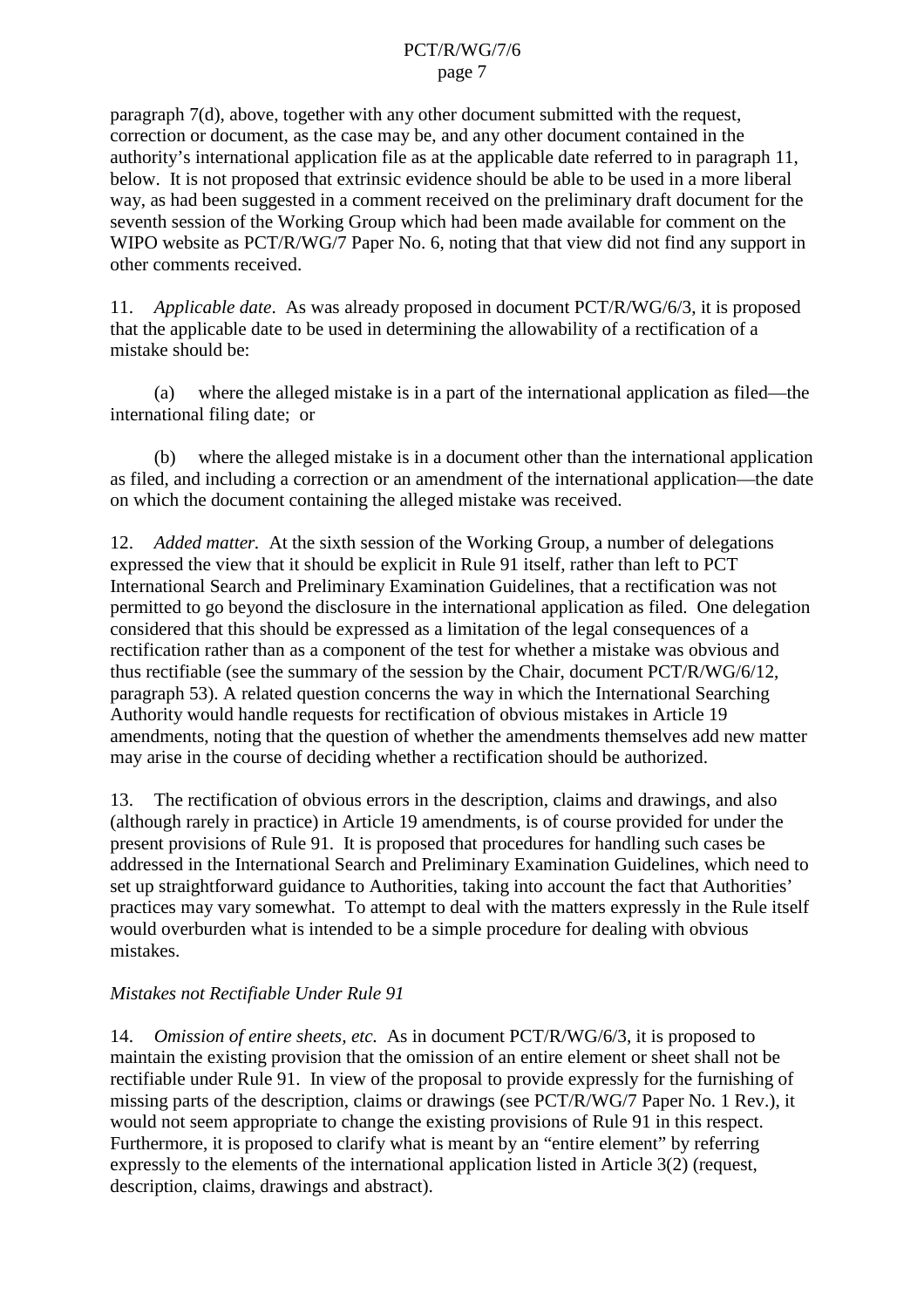paragraph 7(d), above, together with any other document submitted with the request, correction or document, as the case may be, and any other document contained in the authority's international application file as at the applicable date referred to in paragraph 11, below. It is not proposed that extrinsic evidence should be able to be used in a more liberal way, as had been suggested in a comment received on the preliminary draft document for the seventh session of the Working Group which had been made available for comment on the WIPO website as PCT/R/WG/7 Paper No. 6, noting that that view did not find any support in other comments received.

11. *Applicable date*. As was already proposed in document PCT/R/WG/6/3, it is proposed that the applicable date to be used in determining the allowability of a rectification of a mistake should be:

(a) where the alleged mistake is in a part of the international application as filed—the international filing date; or

(b) where the alleged mistake is in a document other than the international application as filed, and including a correction or an amendment of the international application—the date on which the document containing the alleged mistake was received.

12. *Added matter.* At the sixth session of the Working Group, a number of delegations expressed the view that it should be explicit in Rule 91 itself, rather than left to PCT International Search and Preliminary Examination Guidelines, that a rectification was not permitted to go beyond the disclosure in the international application as filed. One delegation considered that this should be expressed as a limitation of the legal consequences of a rectification rather than as a component of the test for whether a mistake was obvious and thus rectifiable (see the summary of the session by the Chair, document PCT/R/WG/6/12, paragraph 53). A related question concerns the way in which the International Searching Authority would handle requests for rectification of obvious mistakes in Article 19 amendments, noting that the question of whether the amendments themselves add new matter may arise in the course of deciding whether a rectification should be authorized.

13. The rectification of obvious errors in the description, claims and drawings, and also (although rarely in practice) in Article 19 amendments, is of course provided for under the present provisions of Rule 91. It is proposed that procedures for handling such cases be addressed in the International Search and Preliminary Examination Guidelines, which need to set up straightforward guidance to Authorities, taking into account the fact that Authorities' practices may vary somewhat. To attempt to deal with the matters expressly in the Rule itself would overburden what is intended to be a simple procedure for dealing with obvious mistakes.

*Mistakes not Rectifiable Under Rule 91*

14. *Omission of entire sheets, etc.* As in document PCT/R/WG/6/3, it is proposed to maintain the existing provision that the omission of an entire element or sheet shall not be rectifiable under Rule 91. In view of the proposal to provide expressly for the furnishing of missing parts of the description, claims or drawings (see PCT/R/WG/7 Paper No. 1 Rev.), it would not seem appropriate to change the existing provisions of Rule 91 in this respect. Furthermore, it is proposed to clarify what is meant by an "entire element" by referring expressly to the elements of the international application listed in Article 3(2) (request, description, claims, drawings and abstract).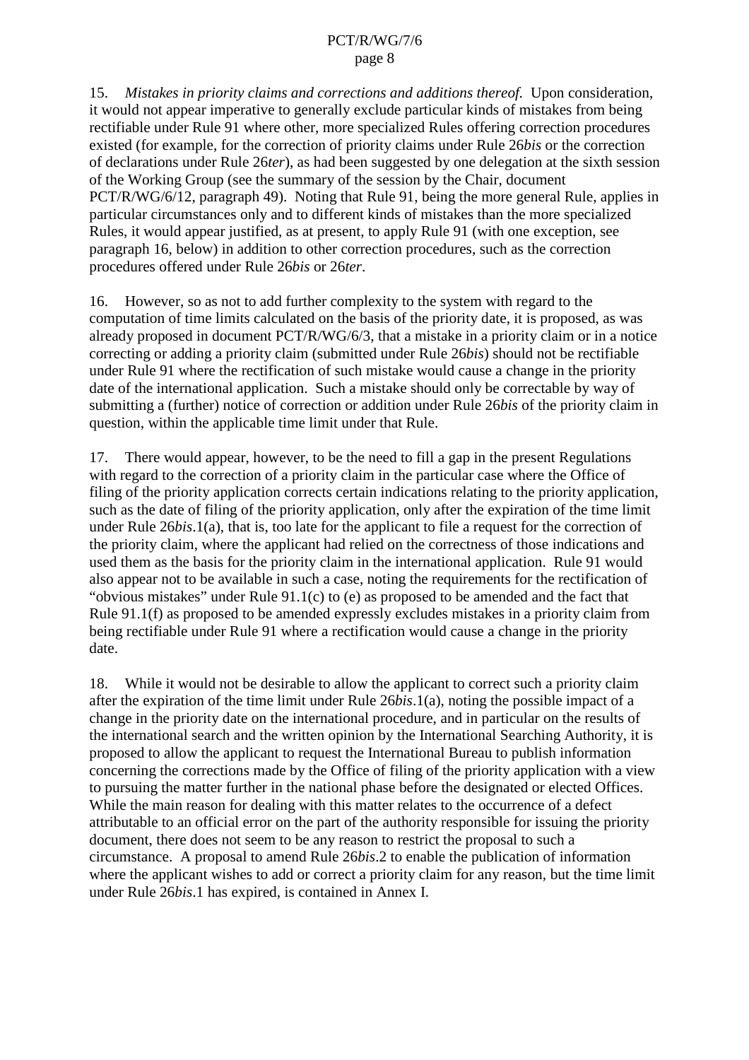15. *Mistakes in priority claims and corrections and additions thereof.* Upon consideration, it would not appear imperative to generally exclude particular kinds of mistakes from being rectifiable under Rule 91 where other, more specialized Rules offering correction procedures existed (for example, for the correction of priority claims under Rule 26*bis* or the correction of declarations under Rule 26*ter*), as had been suggested by one delegation at the sixth session of the Working Group (see the summary of the session by the Chair, document PCT/R/WG/6/12, paragraph 49). Noting that Rule 91, being the more general Rule, applies in particular circumstances only and to different kinds of mistakes than the more specialized Rules, it would appear justified, as at present, to apply Rule 91 (with one exception, see paragraph 16, below) in addition to other correction procedures, such as the correction procedures offered under Rule 26*bis* or 26*ter*.

16. However, so as not to add further complexity to the system with regard to the computation of time limits calculated on the basis of the priority date, it is proposed, as was already proposed in document PCT/R/WG/6/3, that a mistake in a priority claim or in a notice correcting or adding a priority claim (submitted under Rule 26*bis*) should not be rectifiable under Rule 91 where the rectification of such mistake would cause a change in the priority date of the international application. Such a mistake should only be correctable by way of submitting a (further) notice of correction or addition under Rule 26*bis* of the priority claim in question, within the applicable time limit under that Rule.

17. There would appear, however, to be the need to fill a gap in the present Regulations with regard to the correction of a priority claim in the particular case where the Office of filing of the priority application corrects certain indications relating to the priority application, such as the date of filing of the priority application, only after the expiration of the time limit under Rule 26*bis*.1(a), that is, too late for the applicant to file a request for the correction of the priority claim, where the applicant had relied on the correctness of those indications and used them as the basis for the priority claim in the international application. Rule 91 would also appear not to be available in such a case, noting the requirements for the rectification of "obvious mistakes" under Rule 91.1(c) to (e) as proposed to be amended and the fact that Rule 91.1(f) as proposed to be amended expressly excludes mistakes in a priority claim from being rectifiable under Rule 91 where a rectification would cause a change in the priority date.

18. While it would not be desirable to allow the applicant to correct such a priority claim after the expiration of the time limit under Rule 26*bis*.1(a), noting the possible impact of a change in the priority date on the international procedure, and in particular on the results of the international search and the written opinion by the International Searching Authority, it is proposed to allow the applicant to request the International Bureau to publish information concerning the corrections made by the Office of filing of the priority application with a view to pursuing the matter further in the national phase before the designated or elected Offices. While the main reason for dealing with this matter relates to the occurrence of a defect attributable to an official error on the part of the authority responsible for issuing the priority document, there does not seem to be any reason to restrict the proposal to such a circumstance. A proposal to amend Rule 26*bis*.2 to enable the publication of information where the applicant wishes to add or correct a priority claim for any reason, but the time limit under Rule 26*bis*.1 has expired, is contained in Annex I.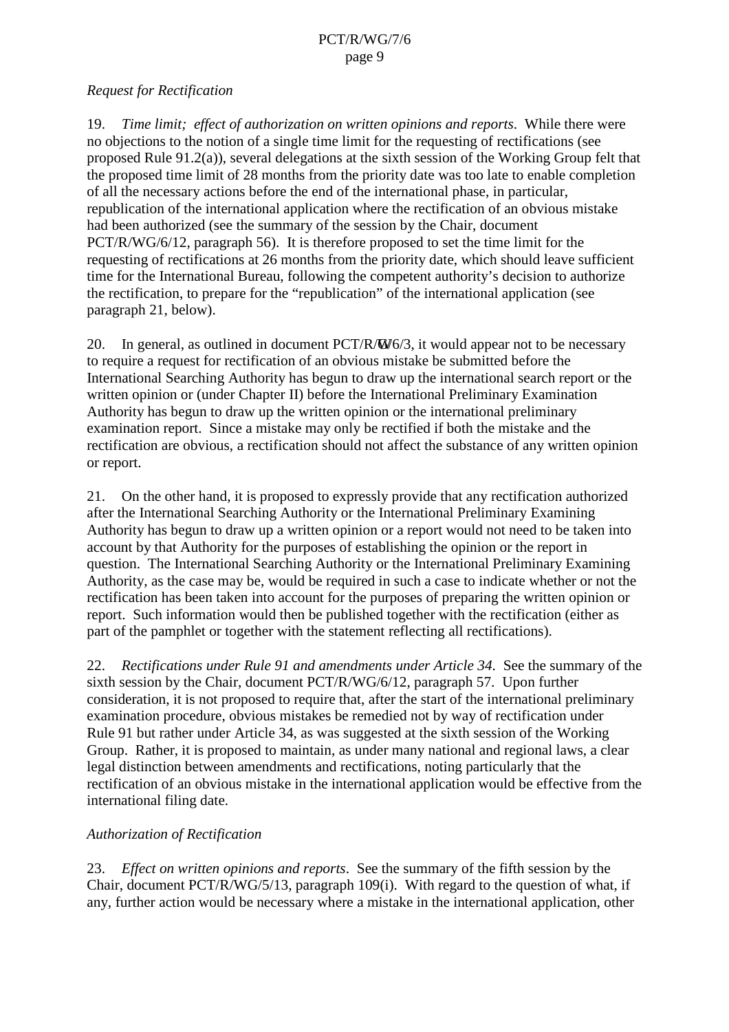*Request for Rectification*

19. *Time limit; effect of authorization on written opinions and reports*. While there were no objections to the notion of a single time limit for the requesting of rectifications (see proposed Rule 91.2(a)), several delegations at the sixth session of the Working Group felt that the proposed time limit of 28 months from the priority date was too late to enable completion of all the necessary actions before the end of the international phase, in particular, republication of the international application where the rectification of an obvious mistake had been authorized (see the summary of the session by the Chair, document PCT/R/WG/6/12, paragraph 56). It is therefore proposed to set the time limit for the requesting of rectifications at 26 months from the priority date, which should leave sufficient time for the International Bureau, following the competent authority's decision to authorize the rectification, to prepare for the "republication" of the international application (see paragraph 21, below).

20. In general, as outlined in document PCT/R/WG/6/3, it would appear not to be necessary to require a request for rectification of an obvious mistake be submitted before the International Searching Authority has begun to draw up the international search report or the written opinion or (under Chapter II) before the International Preliminary Examination Authority has begun to draw up the written opinion or the international preliminary examination report. Since a mistake may only be rectified if both the mistake and the rectification are obvious, a rectification should not affect the substance of any written opinion or report.

21. On the other hand, it is proposed to expressly provide that any rectification authorized after the International Searching Authority or the International Preliminary Examining Authority has begun to draw up a written opinion or a report would not need to be taken into account by that Authority for the purposes of establishing the opinion or the report in question. The International Searching Authority or the International Preliminary Examining Authority, as the case may be, would be required in such a case to indicate whether or not the rectification has been taken into account for the purposes of preparing the written opinion or report. Such information would then be published together with the rectification (either as part of the pamphlet or together with the statement reflecting all rectifications).

22. *Rectifications under Rule 91 and amendments under Article 34*. See the summary of the sixth session by the Chair, document PCT/R/WG/6/12, paragraph 57. Upon further consideration, it is not proposed to require that, after the start of the international preliminary examination procedure, obvious mistakes be remedied not by way of rectification under Rule 91 but rather under Article 34, as was suggested at the sixth session of the Working Group. Rather, it is proposed to maintain, as under many national and regional laws, a clear legal distinction between amendments and rectifications, noting particularly that the rectification of an obvious mistake in the international application would be effective from the international filing date.

*Authorization of Rectification*

23. *Effect on written opinions and reports*. See the summary of the fifth session by the Chair, document PCT/R/WG/5/13, paragraph 109(i). With regard to the question of what, if any, further action would be necessary where a mistake in the international application, other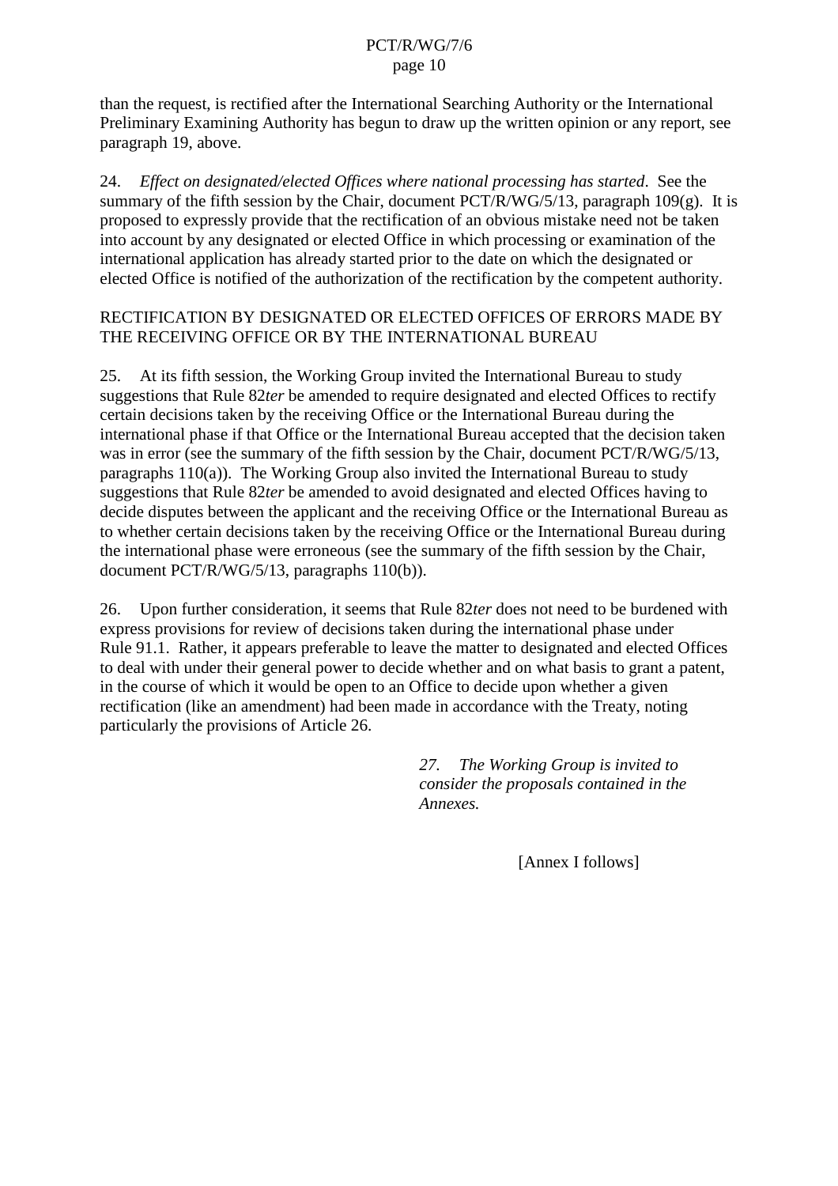than the request, is rectified after the International Searching Authority or the International Preliminary Examining Authority has begun to draw up the written opinion or any report, see paragraph 19, above.

24. *Effect on designated/elected Offices where national processing has started*. See the summary of the fifth session by the Chair, document PCT/R/WG/5/13, paragraph 109(g). It is proposed to expressly provide that the rectification of an obvious mistake need not be taken into account by any designated or elected Office in which processing or examination of the international application has already started prior to the date on which the designated or elected Office is notified of the authorization of the rectification by the competent authority.

## RECTIFICATION BY DESIGNATED OR ELECTED OFFICES OF ERRORS MADE BY THE RECEIVING OFFICE OR BY THE INTERNATIONAL BUREAU

25. At its fifth session, the Working Group invited the International Bureau to study suggestions that Rule 82*ter* be amended to require designated and elected Offices to rectify certain decisions taken by the receiving Office or the International Bureau during the international phase if that Office or the International Bureau accepted that the decision taken was in error (see the summary of the fifth session by the Chair, document PCT/R/WG/5/13, paragraphs 110(a)). The Working Group also invited the International Bureau to study suggestions that Rule 82*ter* be amended to avoid designated and elected Offices having to decide disputes between the applicant and the receiving Office or the International Bureau as to whether certain decisions taken by the receiving Office or the International Bureau during the international phase were erroneous (see the summary of the fifth session by the Chair, document PCT/R/WG/5/13, paragraphs 110(b)).

26. Upon further consideration, it seems that Rule 82*ter* does not need to be burdened with express provisions for review of decisions taken during the international phase under Rule 91.1. Rather, it appears preferable to leave the matter to designated and elected Offices to deal with under their general power to decide whether and on what basis to grant a patent, in the course of which it would be open to an Office to decide upon whether a given rectification (like an amendment) had been made in accordance with the Treaty, noting particularly the provisions of Article 26.

*27. The Working Group is invited to consider the proposals contained in the Annexes.*

[Annex I follows]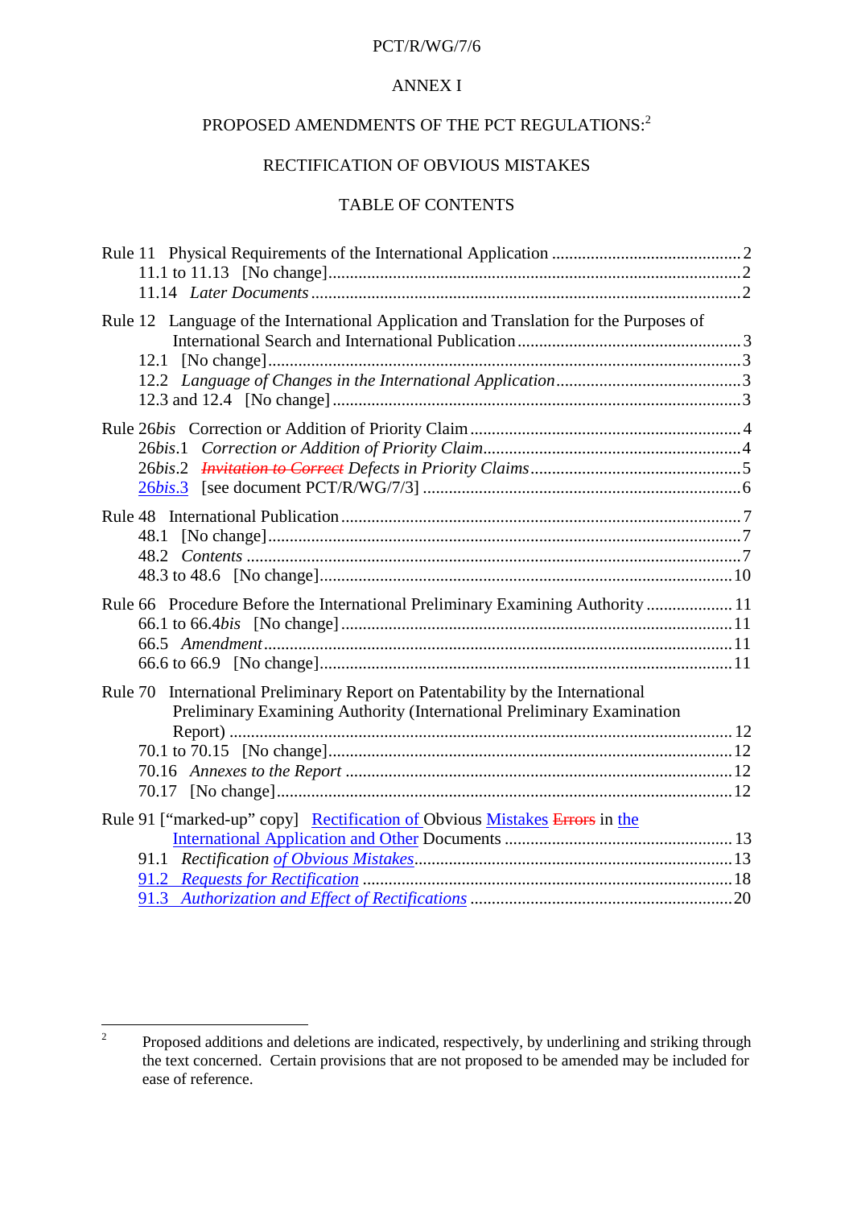ANNEX I

PROPOSED AMENDMENTS OF THE PCT REGULATIONS:[2]

RECTIFICATION OF OBVIOUS MISTAKES

TABLE OF CONTENTS

Rule 11   Physical Requirements of the International Application ........................................... 2
   11.1 to 11.13   [No change]............................................................................................... 2
   11.14   *Later Documents* .................................................................................................... 2

Rule 12   Language of the International Application and Translation for the Purposes of International Search and International Publication ................................................... 3
   12.1   [No change]............................................................................................................ 3
   12.2   *Language of Changes in the International Application*........................................... 3
   12.3 and 12.4   [No change] .............................................................................................. 3

Rule 26*bis*   Correction or Addition of Priority Claim ............................................................... 4
   26*bis*.1   *Correction or Addition of Priority Claim*............................................................ 4
   26*bis*.2   ~~*Invitation to Correct*~~ *Defects in Priority Claims* ................................................ 5
   <u>26*bis*.3</u>   [see document PCT/R/WG/7/3] ........................................................................ 6

Rule 48   International Publication ........................................................................................... 7
   48.1   [No change]............................................................................................................ 7
   48.2   *Contents* ................................................................................................................. 7
   48.3 to 48.6   [No change]............................................................................................. 10

Rule 66   Procedure Before the International Preliminary Examining Authority .................... 11
   66.1 to 66.4*bis*   [No change] ......................................................................................... 11
   66.5   *Amendment*........................................................................................................... 11
   66.6 to 66.9   [No change]............................................................................................. 11

Rule 70   International Preliminary Report on Patentability by the International Preliminary Examining Authority (International Preliminary Examination Report) ................................................................................................................... 12
   70.1 to 70.15   [No change]........................................................................................... 12
   70.16   *Annexes to the Report* ......................................................................................... 12
   70.17   [No change]......................................................................................................... 12

Rule 91 ["marked-up" copy]   <u>Rectification of</u> Obvious <u>Mistakes</u> ~~Errors~~ in <u>the International Application and Other</u> Documents ...................................................... 13
   91.1   *Rectification* <u>*of Obvious Mistakes*</u>........................................................................ 13
   <u>91.2   *Requests for Rectification*</u> ..................................................................................... 18
   <u>91.3   *Authorization and Effect of Rectifications*</u> ............................................................ 20

[2] Proposed additions and deletions are indicated, respectively, by underlining and striking through the text concerned. Certain provisions that are not proposed to be amended may be included for ease of reference.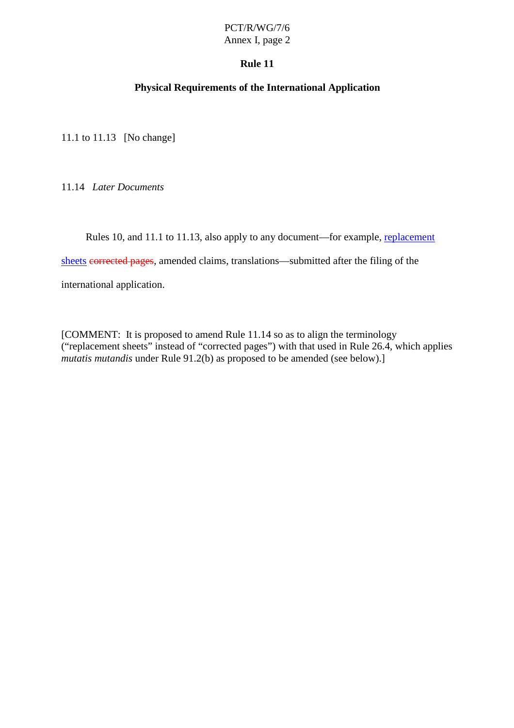# Rule 11

## Physical Requirements of the International Application

11.1 to 11.13 [No change]

11.14 *Later Documents*

Rules 10, and 11.1 to 11.13, also apply to any document—for example, replacement sheets ~~corrected pages~~, amended claims, translations—submitted after the filing of the international application.

[COMMENT: It is proposed to amend Rule 11.14 so as to align the terminology ("replacement sheets" instead of "corrected pages") with that used in Rule 26.4, which applies *mutatis mutandis* under Rule 91.2(b) as proposed to be amended (see below).]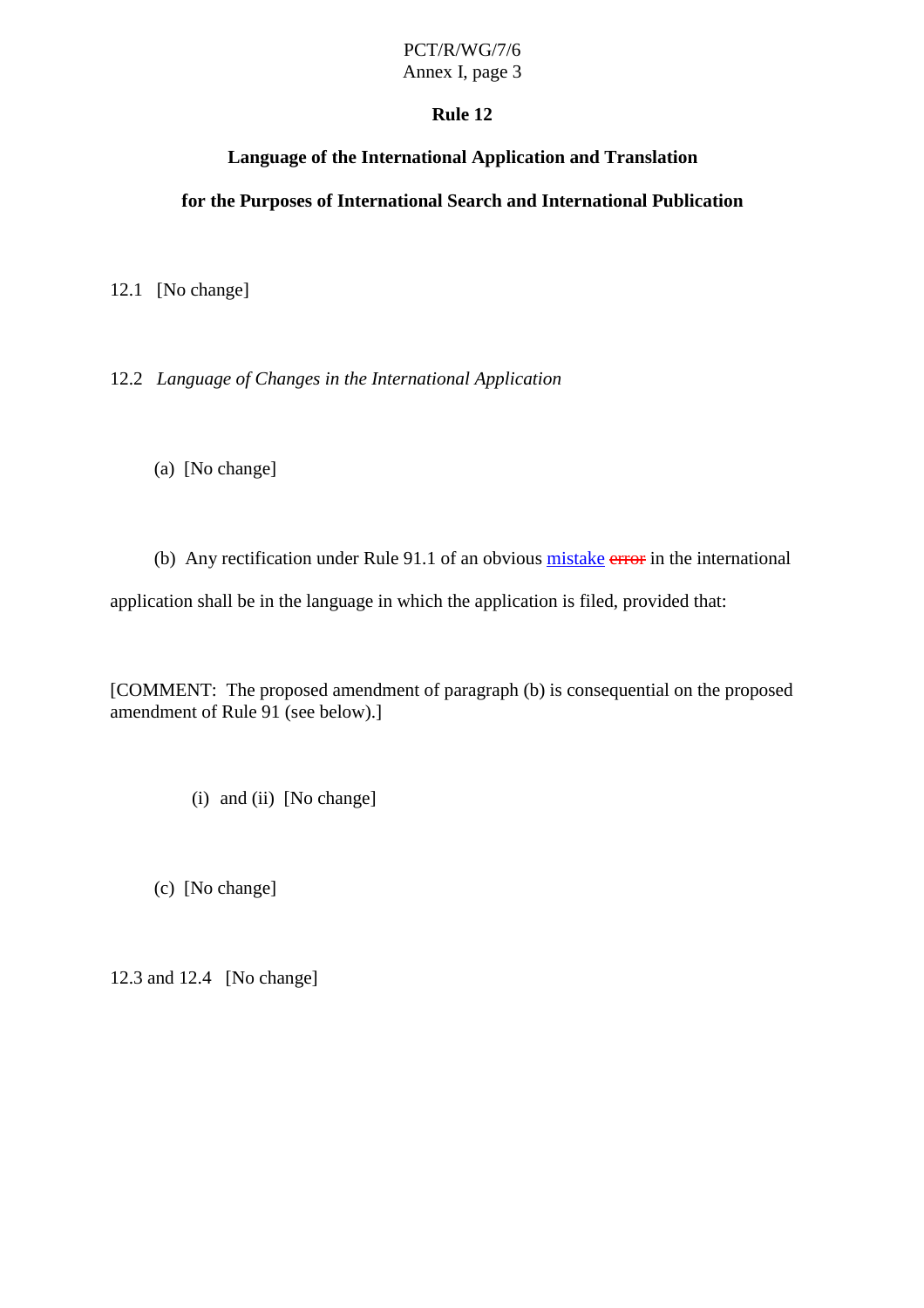**Rule 12**

**Language of the International Application and Translation**

**for the Purposes of International Search and International Publication**

12.1 [No change]

12.2 *Language of Changes in the International Application*

(a) [No change]

(b) Any rectification under Rule 91.1 of an obvious mistake ~~error~~ in the international application shall be in the language in which the application is filed, provided that:

[COMMENT: The proposed amendment of paragraph (b) is consequential on the proposed amendment of Rule 91 (see below).]

(i) and (ii) [No change]

(c) [No change]

12.3 and 12.4 [No change]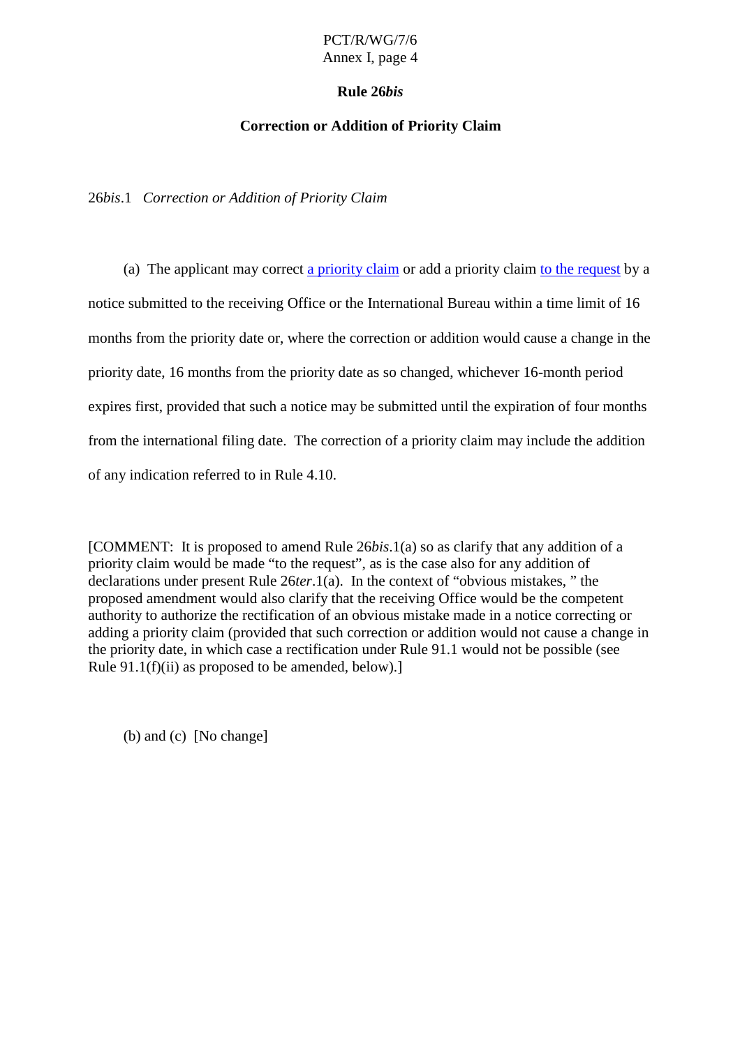# Rule 26*bis*

## Correction or Addition of Priority Claim

26*bis*.1 *Correction or Addition of Priority Claim*

(a) The applicant may correct a priority claim or add a priority claim to the request by a notice submitted to the receiving Office or the International Bureau within a time limit of 16 months from the priority date or, where the correction or addition would cause a change in the priority date, 16 months from the priority date as so changed, whichever 16-month period expires first, provided that such a notice may be submitted until the expiration of four months from the international filing date. The correction of a priority claim may include the addition of any indication referred to in Rule 4.10.

[COMMENT: It is proposed to amend Rule 26*bis*.1(a) so as clarify that any addition of a priority claim would be made "to the request", as is the case also for any addition of declarations under present Rule 26*ter*.1(a). In the context of "obvious mistakes, " the proposed amendment would also clarify that the receiving Office would be the competent authority to authorize the rectification of an obvious mistake made in a notice correcting or adding a priority claim (provided that such correction or addition would not cause a change in the priority date, in which case a rectification under Rule 91.1 would not be possible (see Rule 91.1(f)(ii) as proposed to be amended, below).]

(b) and (c) [No change]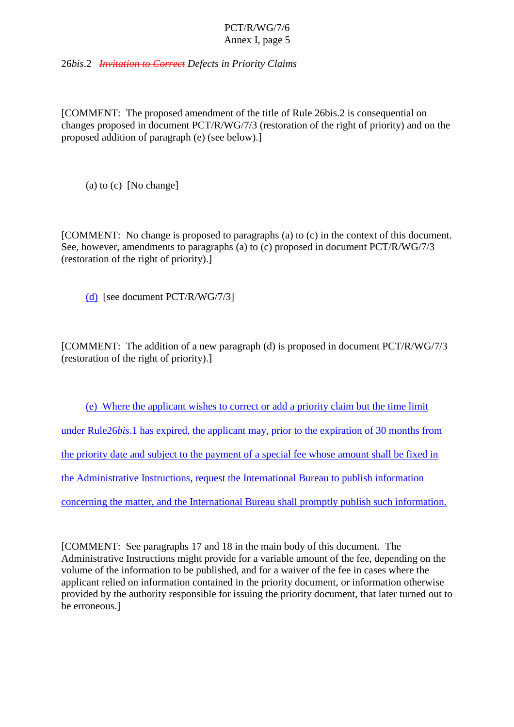26*bis*.2 ~~*Invitation to Correct*~~ *Defects in Priority Claims*

[COMMENT: The proposed amendment of the title of Rule 26bis.2 is consequential on changes proposed in document PCT/R/WG/7/3 (restoration of the right of priority) and on the proposed addition of paragraph (e) (see below).]

(a) to (c) [No change]

[COMMENT: No change is proposed to paragraphs (a) to (c) in the context of this document. See, however, amendments to paragraphs (a) to (c) proposed in document PCT/R/WG/7/3 (restoration of the right of priority).]

(d) [see document PCT/R/WG/7/3]

[COMMENT: The addition of a new paragraph (d) is proposed in document PCT/R/WG/7/3 (restoration of the right of priority).]

(e) Where the applicant wishes to correct or add a priority claim but the time limit under Rule26*bis*.1 has expired, the applicant may, prior to the expiration of 30 months from the priority date and subject to the payment of a special fee whose amount shall be fixed in the Administrative Instructions, request the International Bureau to publish information concerning the matter, and the International Bureau shall promptly publish such information.

[COMMENT: See paragraphs 17 and 18 in the main body of this document. The Administrative Instructions might provide for a variable amount of the fee, depending on the volume of the information to be published, and for a waiver of the fee in cases where the applicant relied on information contained in the priority document, or information otherwise provided by the authority responsible for issuing the priority document, that later turned out to be erroneous.]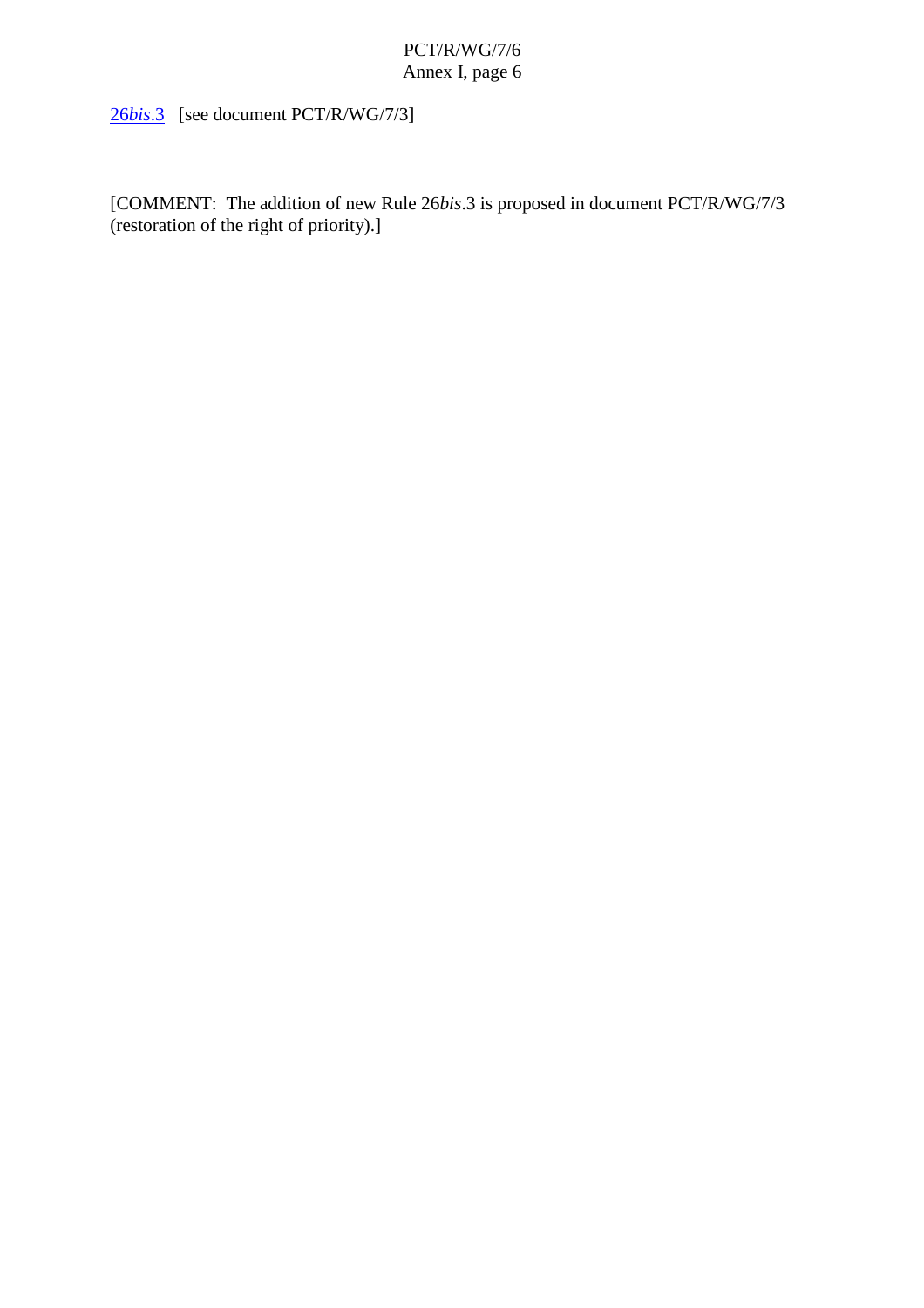26*bis*.3 [see document PCT/R/WG/7/3]

[COMMENT: The addition of new Rule 26*bis*.3 is proposed in document PCT/R/WG/7/3 (restoration of the right of priority).]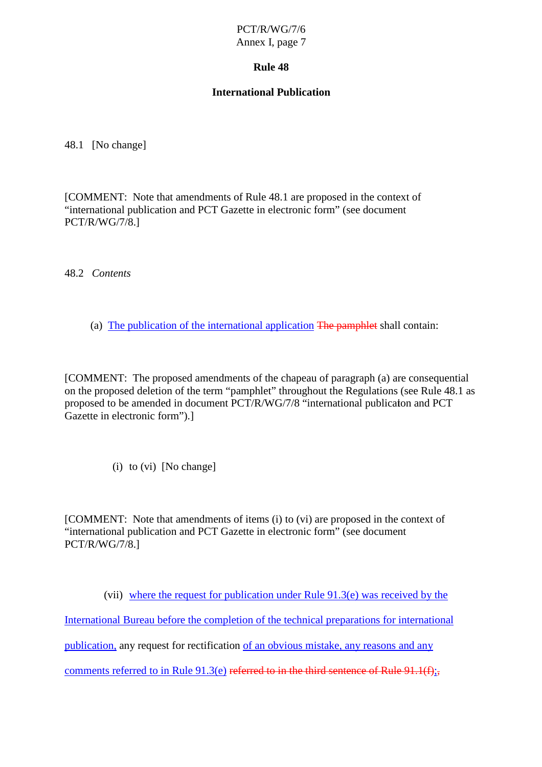## Rule 48

## International Publication

48.1 [No change]

[COMMENT: Note that amendments of Rule 48.1 are proposed in the context of "international publication and PCT Gazette in electronic form" (see document PCT/R/WG/7/8.]

48.2 *Contents*

(a) The publication of the international application ~~The pamphlet~~ shall contain:

[COMMENT: The proposed amendments of the chapeau of paragraph (a) are consequential on the proposed deletion of the term "pamphlet" throughout the Regulations (see Rule 48.1 as proposed to be amended in document PCT/R/WG/7/8 "international publication and PCT Gazette in electronic form").]

(i) to (vi) [No change]

[COMMENT: Note that amendments of items (i) to (vi) are proposed in the context of "international publication and PCT Gazette in electronic form" (see document PCT/R/WG/7/8.]

(vii) where the request for publication under Rule 91.3(e) was received by the International Bureau before the completion of the technical preparations for international publication, any request for rectification of an obvious mistake, any reasons and any comments referred to in Rule 91.3(e) ~~referred to in the third sentence of Rule 91.1(f)~~;~~,~~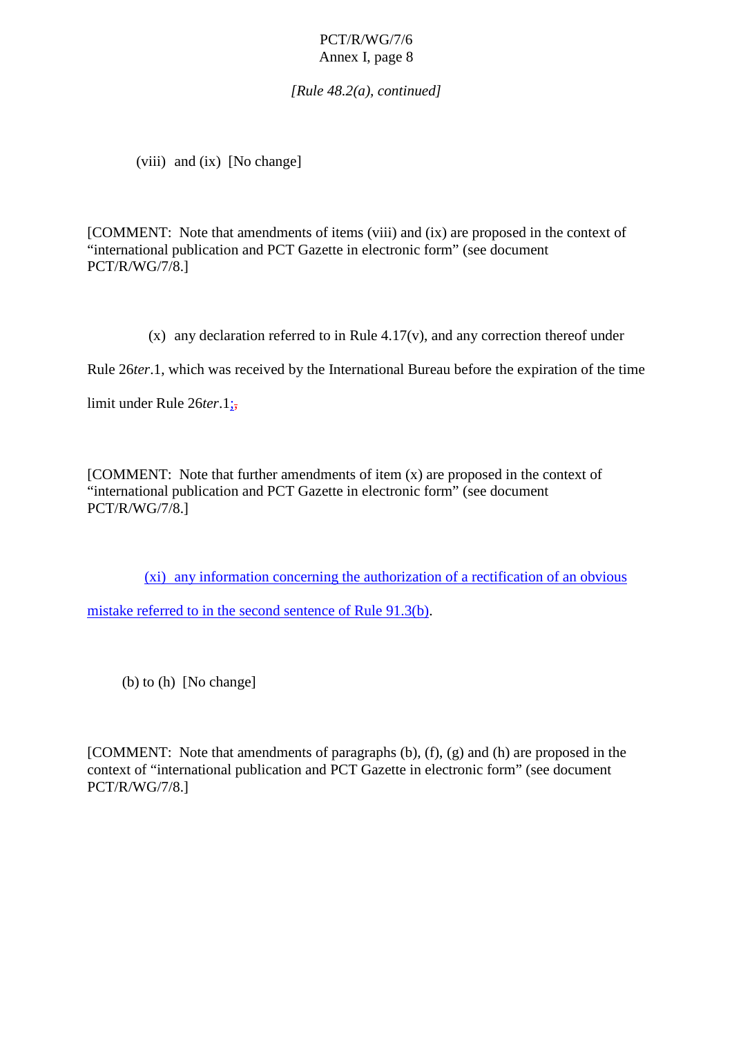*[Rule 48.2(a), continued]*

(viii) and (ix) [No change]

[COMMENT: Note that amendments of items (viii) and (ix) are proposed in the context of "international publication and PCT Gazette in electronic form" (see document PCT/R/WG/7/8.]

(x) any declaration referred to in Rule 4.17(v), and any correction thereof under Rule 26*ter*.1, which was received by the International Bureau before the expiration of the time limit under Rule 26*ter*.1;.

[COMMENT: Note that further amendments of item (x) are proposed in the context of "international publication and PCT Gazette in electronic form" (see document PCT/R/WG/7/8.]

(xi) any information concerning the authorization of a rectification of an obvious mistake referred to in the second sentence of Rule 91.3(b).

(b) to (h) [No change]

[COMMENT: Note that amendments of paragraphs (b), (f), (g) and (h) are proposed in the context of "international publication and PCT Gazette in electronic form" (see document PCT/R/WG/7/8.]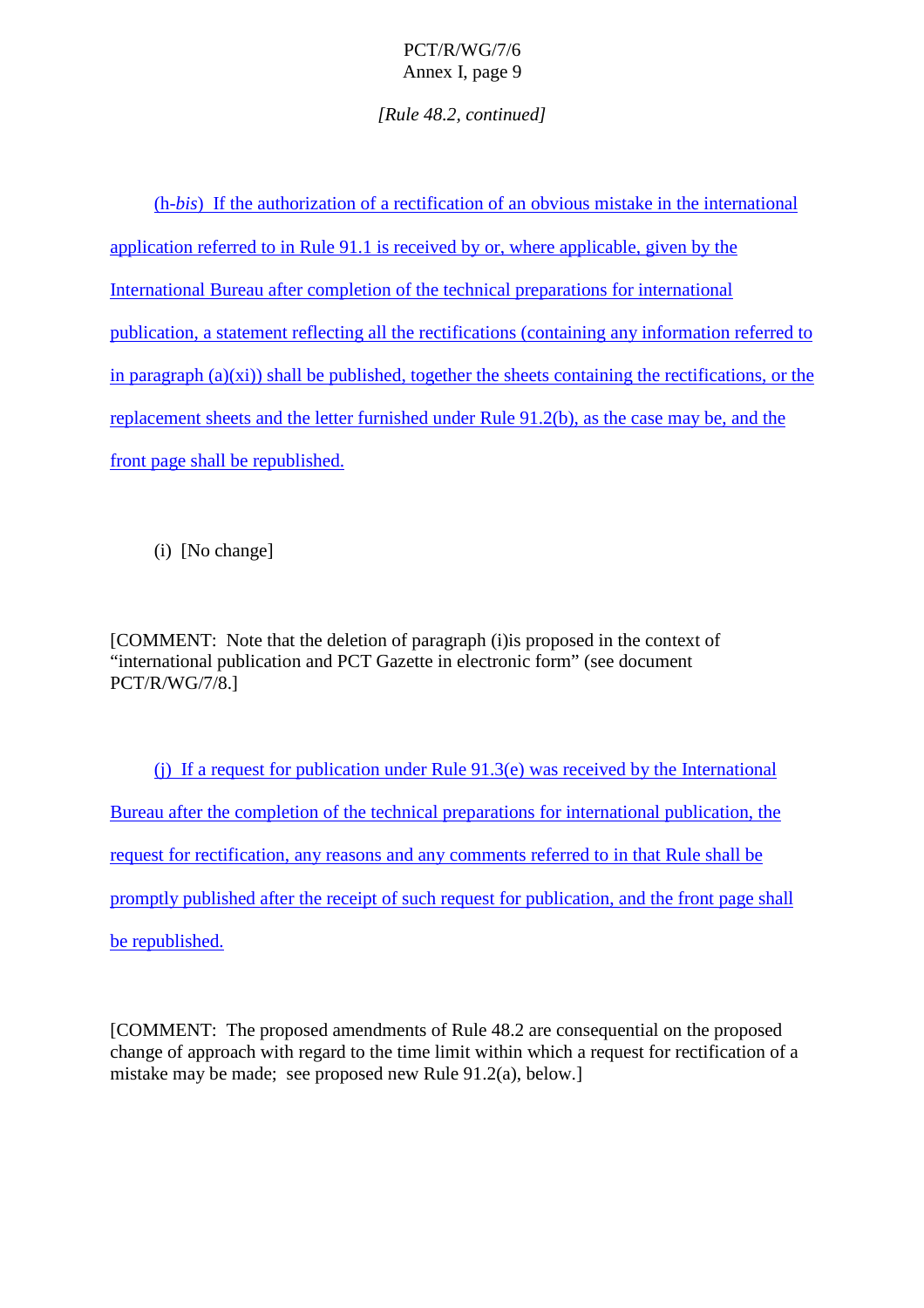*[Rule 48.2, continued]*

(h-*bis*) If the authorization of a rectification of an obvious mistake in the international application referred to in Rule 91.1 is received by or, where applicable, given by the International Bureau after completion of the technical preparations for international publication, a statement reflecting all the rectifications (containing any information referred to in paragraph (a)(xi)) shall be published, together the sheets containing the rectifications, or the replacement sheets and the letter furnished under Rule 91.2(b), as the case may be, and the front page shall be republished.

(i) [No change]

[COMMENT: Note that the deletion of paragraph (i)is proposed in the context of "international publication and PCT Gazette in electronic form" (see document PCT/R/WG/7/8.]

(j) If a request for publication under Rule 91.3(e) was received by the International Bureau after the completion of the technical preparations for international publication, the request for rectification, any reasons and any comments referred to in that Rule shall be promptly published after the receipt of such request for publication, and the front page shall be republished.

[COMMENT: The proposed amendments of Rule 48.2 are consequential on the proposed change of approach with regard to the time limit within which a request for rectification of a mistake may be made; see proposed new Rule 91.2(a), below.]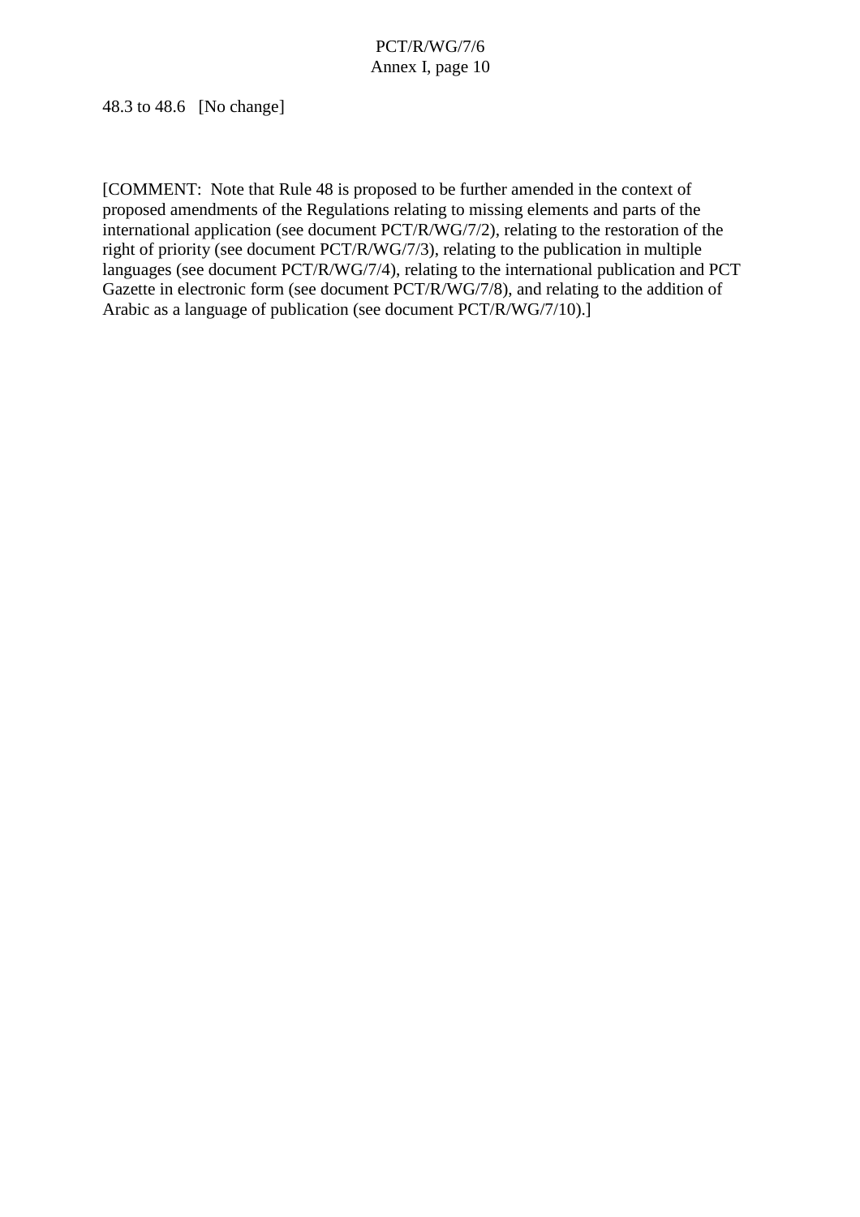48.3 to 48.6 [No change]

[COMMENT: Note that Rule 48 is proposed to be further amended in the context of proposed amendments of the Regulations relating to missing elements and parts of the international application (see document PCT/R/WG/7/2), relating to the restoration of the right of priority (see document PCT/R/WG/7/3), relating to the publication in multiple languages (see document PCT/R/WG/7/4), relating to the international publication and PCT Gazette in electronic form (see document PCT/R/WG/7/8), and relating to the addition of Arabic as a language of publication (see document PCT/R/WG/7/10).]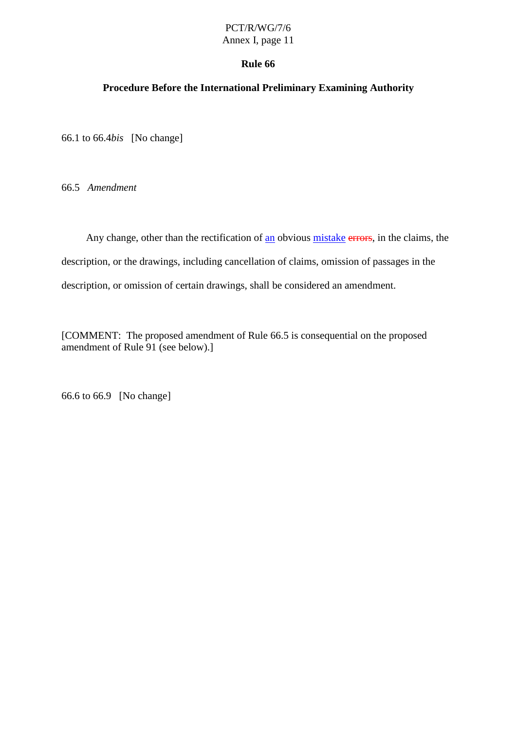# Rule 66

## Procedure Before the International Preliminary Examining Authority

66.1 to 66.4*bis* [No change]

66.5 *Amendment*

Any change, other than the rectification of <u>an</u> obvious <u>mistake</u> ~~errors~~, in the claims, the description, or the drawings, including cancellation of claims, omission of passages in the description, or omission of certain drawings, shall be considered an amendment.

[COMMENT: The proposed amendment of Rule 66.5 is consequential on the proposed amendment of Rule 91 (see below).]

66.6 to 66.9 [No change]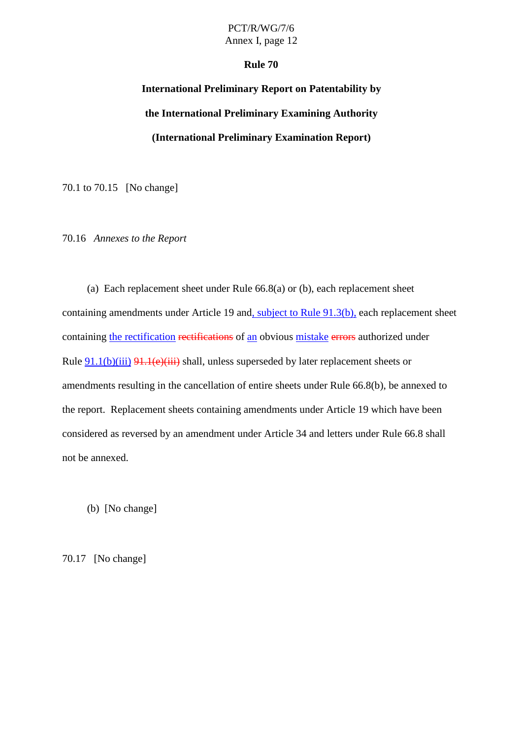**Rule 70**

**International Preliminary Report on Patentability by**

**the International Preliminary Examining Authority**

**(International Preliminary Examination Report)**

70.1 to 70.15 [No change]

70.16 *Annexes to the Report*

(a) Each replacement sheet under Rule 66.8(a) or (b), each replacement sheet containing amendments under Article 19 and, subject to Rule 91.3(b), each replacement sheet containing the rectification ~~rectifications~~ of an obvious mistake ~~errors~~ authorized under Rule 91.1(b)(iii) ~~91.1(e)(iii)~~ shall, unless superseded by later replacement sheets or amendments resulting in the cancellation of entire sheets under Rule 66.8(b), be annexed to the report. Replacement sheets containing amendments under Article 19 which have been considered as reversed by an amendment under Article 34 and letters under Rule 66.8 shall not be annexed.

(b) [No change]

70.17 [No change]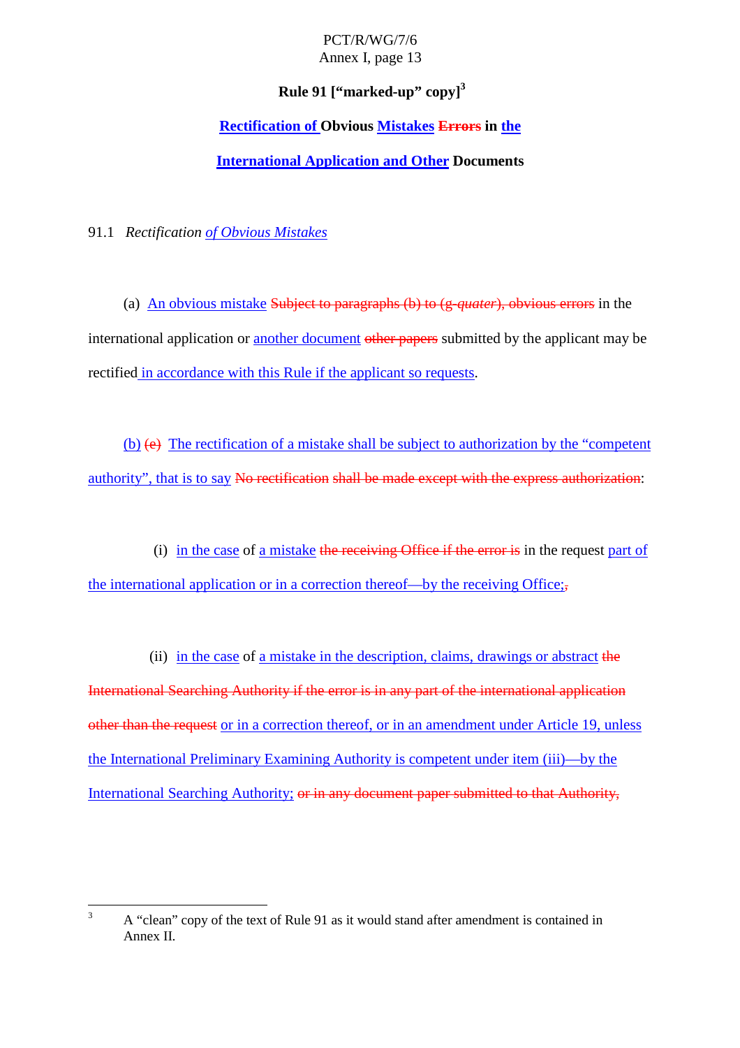## Rule 91 [“marked-up” copy][3]

## Rectification of Obvious Mistakes ~~Errors~~ in the International Application and Other Documents

91.1 *Rectification of Obvious Mistakes*

(a) An obvious mistake ~~Subject to paragraphs (b) to (g-*quater*), obvious errors~~ in the international application or another document ~~other papers~~ submitted by the applicant may be rectified in accordance with this Rule if the applicant so requests.

(b) ~~(e)~~ The rectification of a mistake shall be subject to authorization by the “competent authority”, that is to say ~~No rectification shall be made except with the express authorization~~:

(i) in the case of a mistake ~~the receiving Office if the error is~~ in the request part of the international application or in a correction thereof—by the receiving Office;~~,~~

(ii) in the case of a mistake in the description, claims, drawings or abstract ~~the International Searching Authority if the error is in any part of the international application other than the request~~ or in a correction thereof, or in an amendment under Article 19, unless the International Preliminary Examining Authority is competent under item (iii)—by the International Searching Authority; ~~or in any document paper submitted to that Authority,~~

[3] A “clean” copy of the text of Rule 91 as it would stand after amendment is contained in Annex II.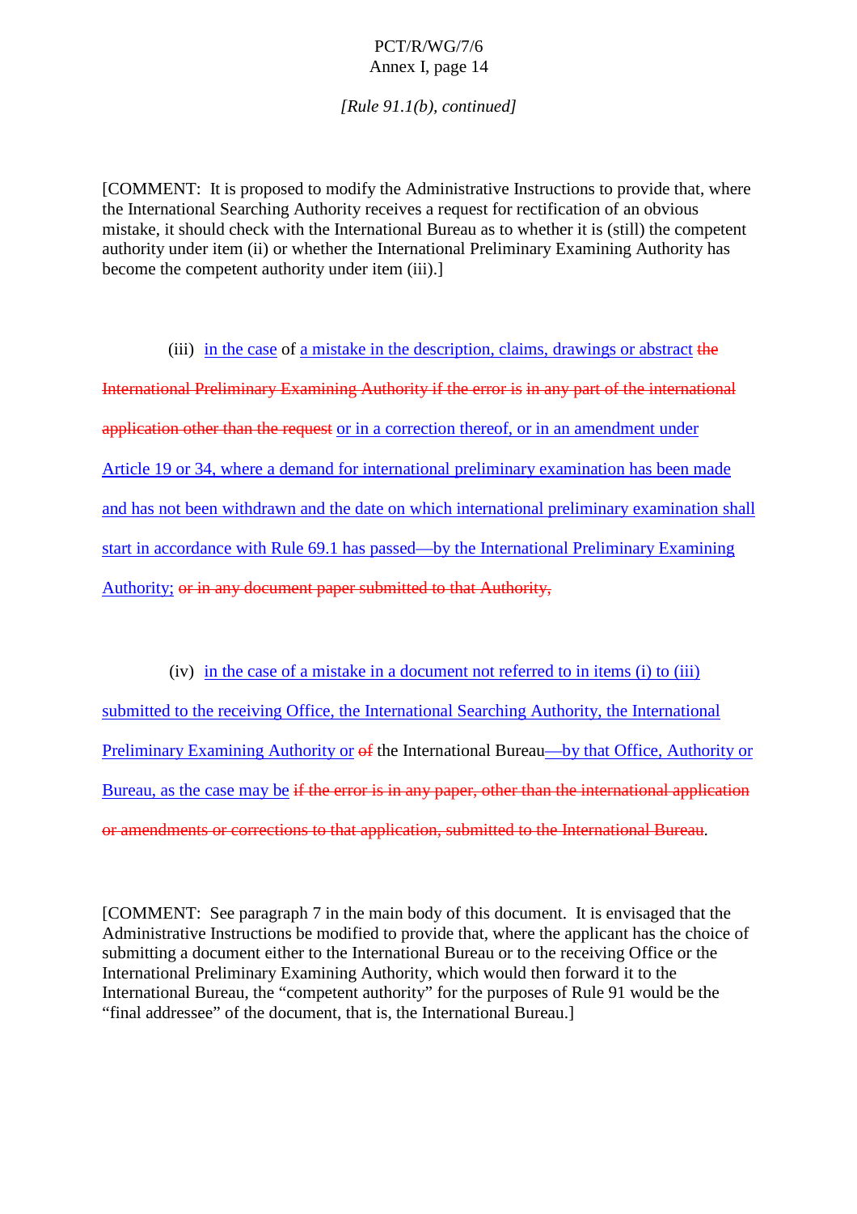*[Rule 91.1(b), continued]*

[COMMENT: It is proposed to modify the Administrative Instructions to provide that, where the International Searching Authority receives a request for rectification of an obvious mistake, it should check with the International Bureau as to whether it is (still) the competent authority under item (ii) or whether the International Preliminary Examining Authority has become the competent authority under item (iii).]

(iii) in the case of a mistake in the description, claims, drawings or abstract ~~the International Preliminary Examining Authority if the error is in any part of the international application other than the request~~ or in a correction thereof, or in an amendment under Article 19 or 34, where a demand for international preliminary examination has been made and has not been withdrawn and the date on which international preliminary examination shall start in accordance with Rule 69.1 has passed—by the International Preliminary Examining Authority; ~~or in any document paper submitted to that Authority,~~

(iv) in the case of a mistake in a document not referred to in items (i) to (iii) submitted to the receiving Office, the International Searching Authority, the International Preliminary Examining Authority or ~~of~~ the International Bureau—by that Office, Authority or Bureau, as the case may be ~~if the error is in any paper, other than the international application or amendments or corrections to that application, submitted to the International Bureau~~.

[COMMENT: See paragraph 7 in the main body of this document. It is envisaged that the Administrative Instructions be modified to provide that, where the applicant has the choice of submitting a document either to the International Bureau or to the receiving Office or the International Preliminary Examining Authority, which would then forward it to the International Bureau, the "competent authority" for the purposes of Rule 91 would be the "final addressee" of the document, that is, the International Bureau.]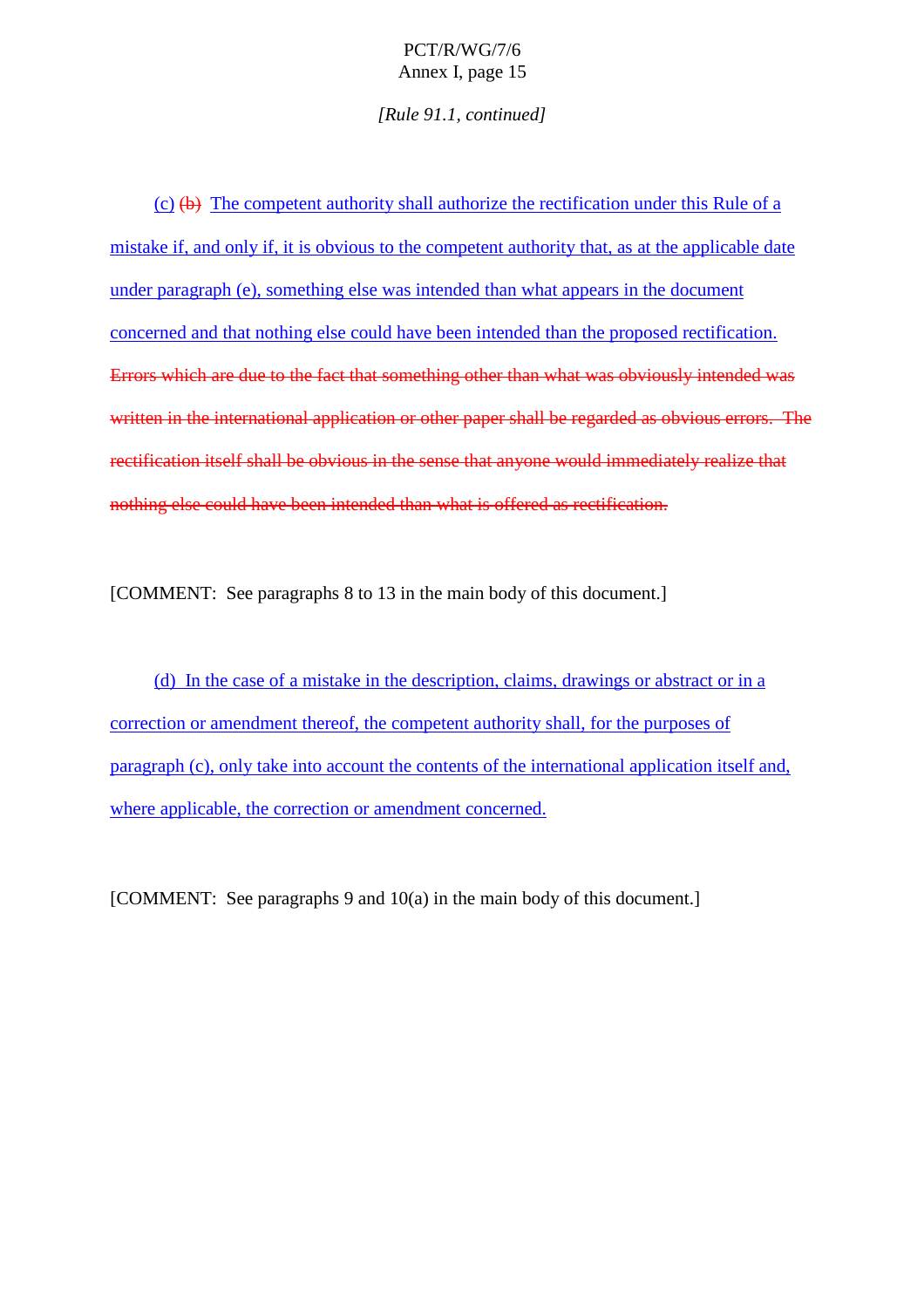*[Rule 91.1, continued]*

(c) ~~(b)~~ <u>The competent authority shall authorize the rectification under this Rule of a mistake if, and only if, it is obvious to the competent authority that, as at the applicable date under paragraph (e), something else was intended than what appears in the document concerned and that nothing else could have been intended than the proposed rectification.</u> ~~Errors which are due to the fact that something other than what was obviously intended was written in the international application or other paper shall be regarded as obvious errors. The rectification itself shall be obvious in the sense that anyone would immediately realize that nothing else could have been intended than what is offered as rectification.~~

[COMMENT: See paragraphs 8 to 13 in the main body of this document.]

<u>(d) In the case of a mistake in the description, claims, drawings or abstract or in a correction or amendment thereof, the competent authority shall, for the purposes of paragraph (c), only take into account the contents of the international application itself and, where applicable, the correction or amendment concerned.</u>

[COMMENT: See paragraphs 9 and 10(a) in the main body of this document.]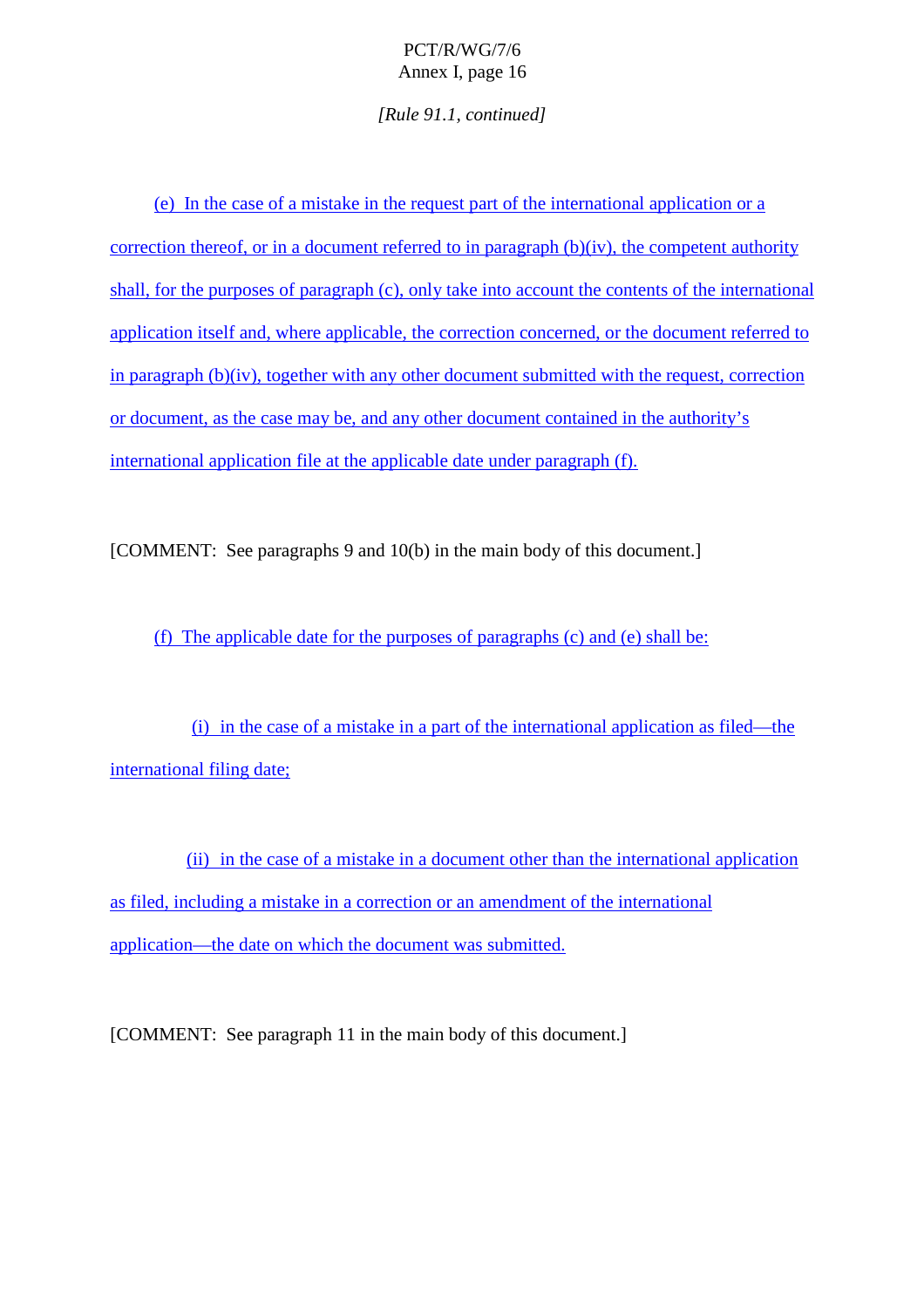*[Rule 91.1, continued]*

(e) In the case of a mistake in the request part of the international application or a correction thereof, or in a document referred to in paragraph (b)(iv), the competent authority shall, for the purposes of paragraph (c), only take into account the contents of the international application itself and, where applicable, the correction concerned, or the document referred to in paragraph (b)(iv), together with any other document submitted with the request, correction or document, as the case may be, and any other document contained in the authority's international application file at the applicable date under paragraph (f).

[COMMENT: See paragraphs 9 and 10(b) in the main body of this document.]

(f) The applicable date for the purposes of paragraphs (c) and (e) shall be:

(i) in the case of a mistake in a part of the international application as filed—the international filing date;

(ii) in the case of a mistake in a document other than the international application as filed, including a mistake in a correction or an amendment of the international application—the date on which the document was submitted.

[COMMENT: See paragraph 11 in the main body of this document.]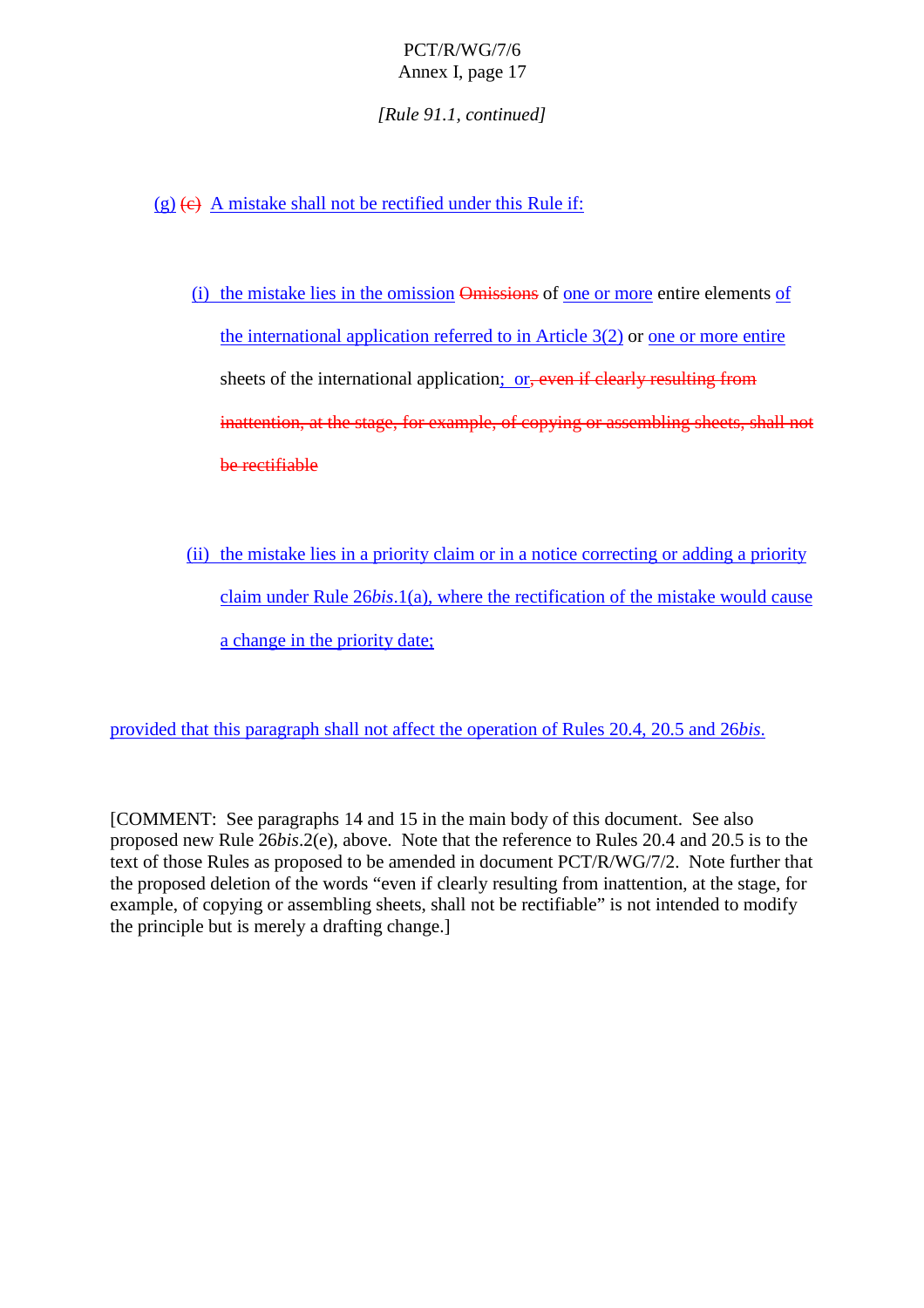*[Rule 91.1, continued]*

(g) ~~(c)~~ A mistake shall not be rectified under this Rule if:

(i) the mistake lies in the omission ~~Omissions~~ of one or more entire elements of the international application referred to in Article 3(2) or one or more entire sheets of the international application; or~~, even if clearly resulting from inattention, at the stage, for example, of copying or assembling sheets, shall not be rectifiable~~

(ii) the mistake lies in a priority claim or in a notice correcting or adding a priority claim under Rule 26*bis*.1(a), where the rectification of the mistake would cause a change in the priority date;

provided that this paragraph shall not affect the operation of Rules 20.4, 20.5 and 26*bis*.

[COMMENT: See paragraphs 14 and 15 in the main body of this document. See also proposed new Rule 26*bis*.2(e), above. Note that the reference to Rules 20.4 and 20.5 is to the text of those Rules as proposed to be amended in document PCT/R/WG/7/2. Note further that the proposed deletion of the words "even if clearly resulting from inattention, at the stage, for example, of copying or assembling sheets, shall not be rectifiable" is not intended to modify the principle but is merely a drafting change.]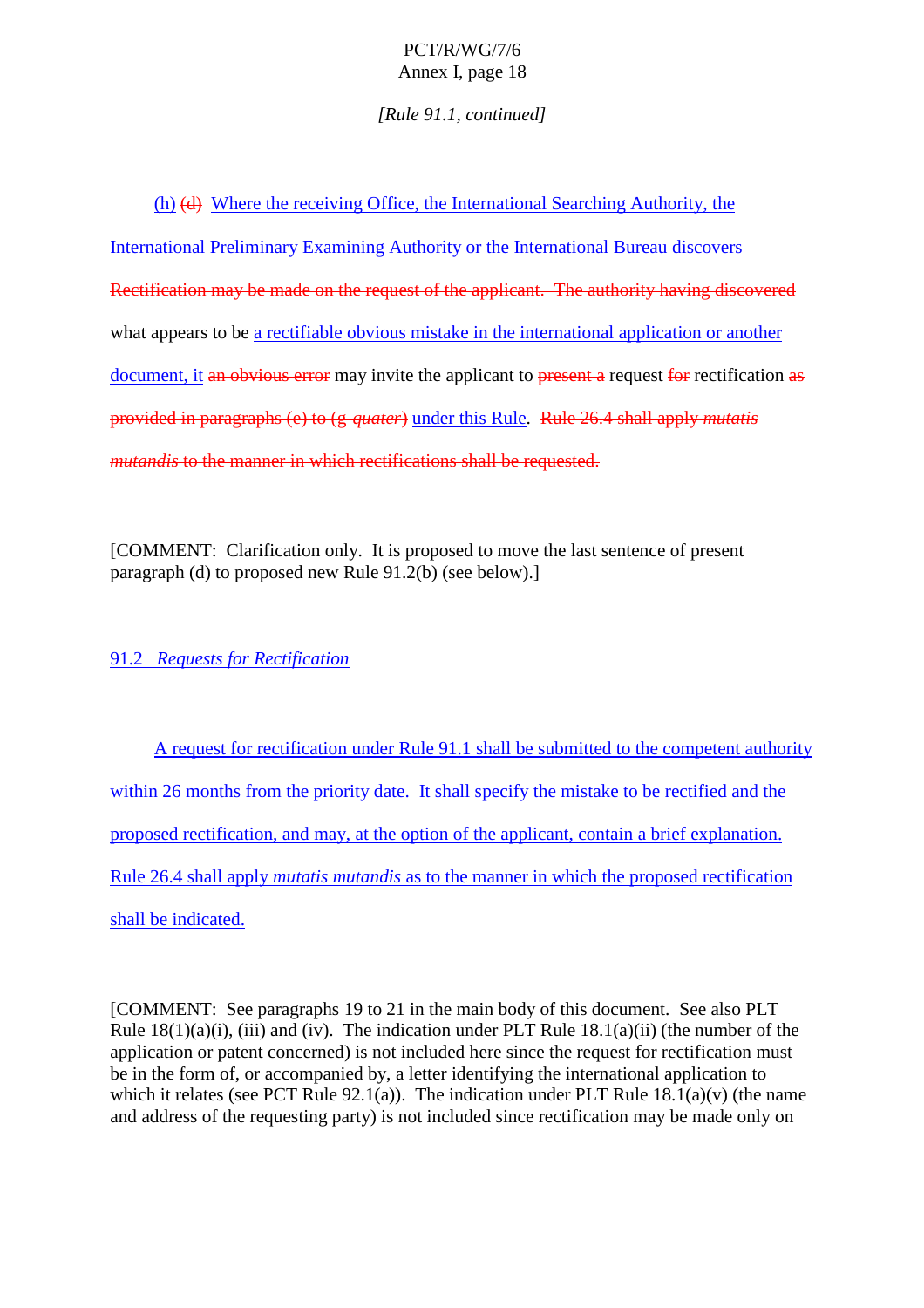*[Rule 91.1, continued]*

(h) ~~(d)~~ Where the receiving Office, the International Searching Authority, the International Preliminary Examining Authority or the International Bureau discovers ~~Rectification may be made on the request of the applicant. The authority having discovered~~ what appears to be a rectifiable obvious mistake in the international application or another document, it ~~an obvious error~~ may invite the applicant to ~~present a~~ request ~~for~~ rectification ~~as provided in paragraphs (e) to (g-*quater*)~~ under this Rule. ~~Rule 26.4 shall apply *mutatis mutandis* to the manner in which rectifications shall be requested.~~

[COMMENT: Clarification only. It is proposed to move the last sentence of present paragraph (d) to proposed new Rule 91.2(b) (see below).]

## 91.2 *Requests for Rectification*

A request for rectification under Rule 91.1 shall be submitted to the competent authority within 26 months from the priority date. It shall specify the mistake to be rectified and the proposed rectification, and may, at the option of the applicant, contain a brief explanation. Rule 26.4 shall apply *mutatis mutandis* as to the manner in which the proposed rectification shall be indicated.

[COMMENT: See paragraphs 19 to 21 in the main body of this document. See also PLT Rule 18(1)(a)(i), (iii) and (iv). The indication under PLT Rule 18.1(a)(ii) (the number of the application or patent concerned) is not included here since the request for rectification must be in the form of, or accompanied by, a letter identifying the international application to which it relates (see PCT Rule 92.1(a)). The indication under PLT Rule 18.1(a)(v) (the name and address of the requesting party) is not included since rectification may be made only on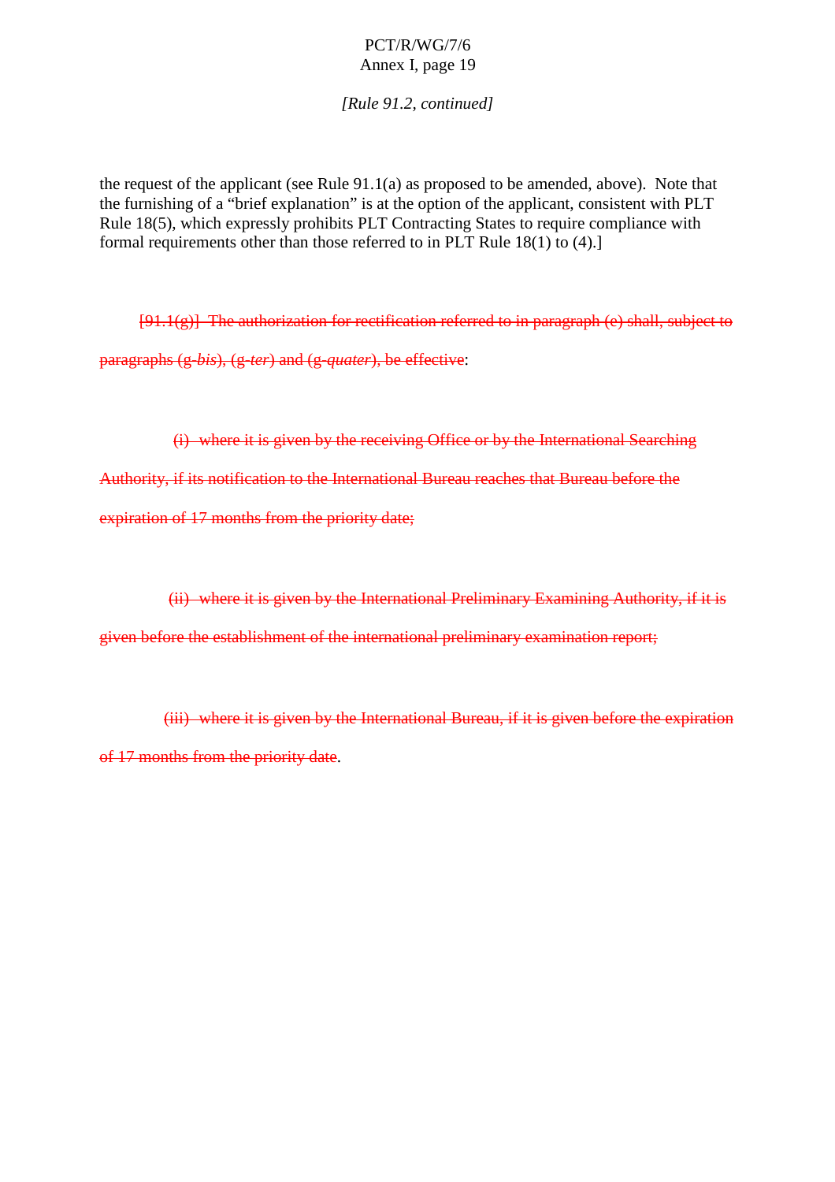*[Rule 91.2, continued]*

the request of the applicant (see Rule 91.1(a) as proposed to be amended, above). Note that the furnishing of a “brief explanation” is at the option of the applicant, consistent with PLT Rule 18(5), which expressly prohibits PLT Contracting States to require compliance with formal requirements other than those referred to in PLT Rule 18(1) to (4).]

~~[91.1(g)] The authorization for rectification referred to in paragraph (e) shall, subject to paragraphs (g-*bis*), (g-*ter*) and (g-*quater*), be effective~~:

~~(i) where it is given by the receiving Office or by the International Searching Authority, if its notification to the International Bureau reaches that Bureau before the expiration of 17 months from the priority date;~~

~~(ii) where it is given by the International Preliminary Examining Authority, if it is given before the establishment of the international preliminary examination report;~~

~~(iii) where it is given by the International Bureau, if it is given before the expiration of 17 months from the priority date~~.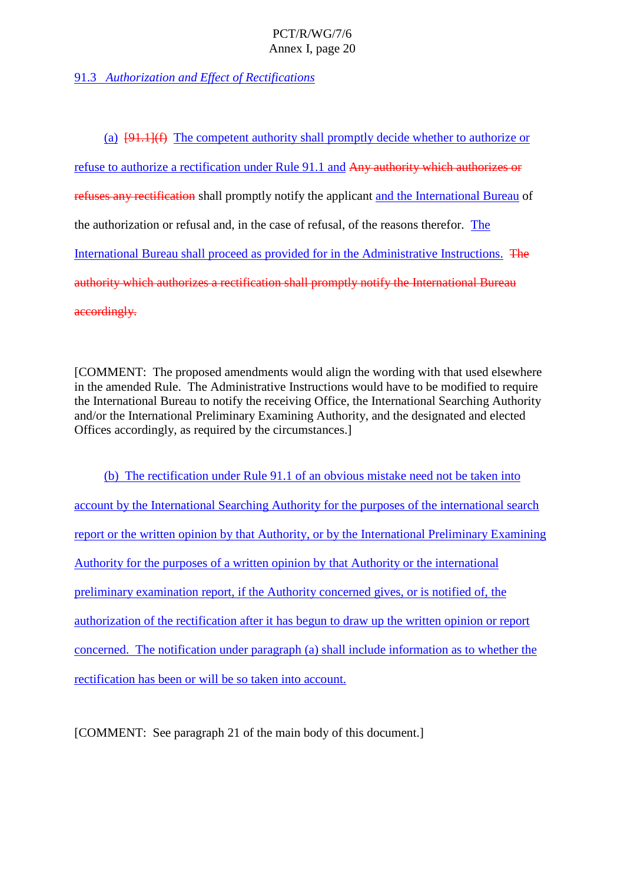91.3 *Authorization and Effect of Rectifications*

(a) [91.1](f) The competent authority shall promptly decide whether to authorize or refuse to authorize a rectification under Rule 91.1 and Any authority which authorizes or refuses any rectification shall promptly notify the applicant and the International Bureau of the authorization or refusal and, in the case of refusal, of the reasons therefor. The International Bureau shall proceed as provided for in the Administrative Instructions. The authority which authorizes a rectification shall promptly notify the International Bureau accordingly.

[COMMENT: The proposed amendments would align the wording with that used elsewhere in the amended Rule. The Administrative Instructions would have to be modified to require the International Bureau to notify the receiving Office, the International Searching Authority and/or the International Preliminary Examining Authority, and the designated and elected Offices accordingly, as required by the circumstances.]

(b) The rectification under Rule 91.1 of an obvious mistake need not be taken into account by the International Searching Authority for the purposes of the international search report or the written opinion by that Authority, or by the International Preliminary Examining Authority for the purposes of a written opinion by that Authority or the international preliminary examination report, if the Authority concerned gives, or is notified of, the authorization of the rectification after it has begun to draw up the written opinion or report concerned. The notification under paragraph (a) shall include information as to whether the rectification has been or will be so taken into account.

[COMMENT: See paragraph 21 of the main body of this document.]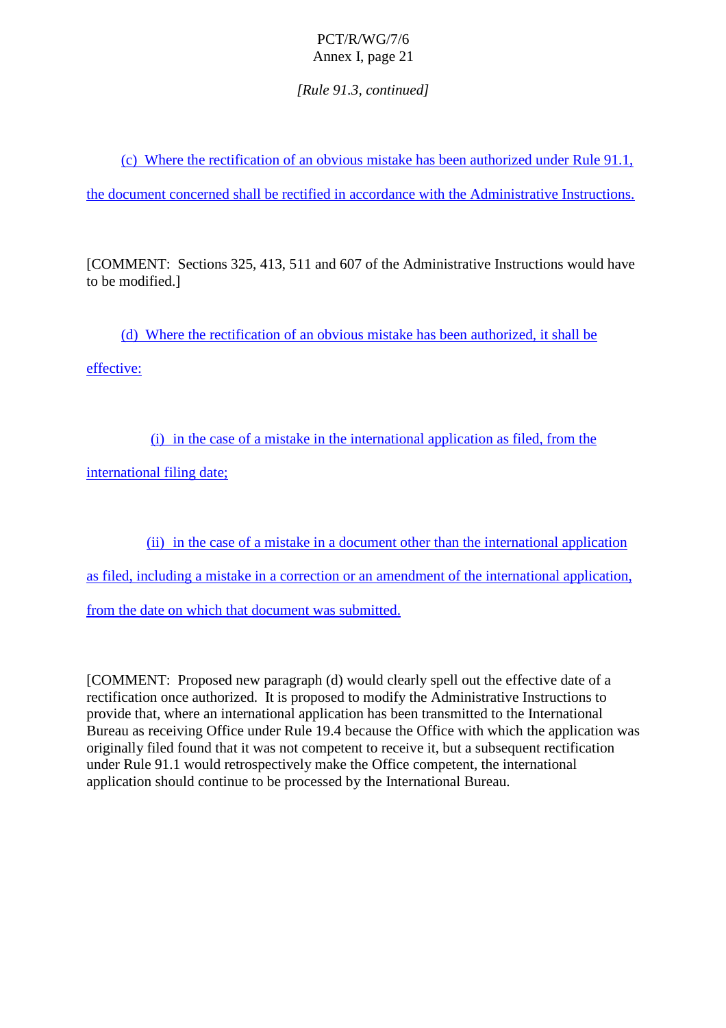*[Rule 91.3, continued]*

(c) Where the rectification of an obvious mistake has been authorized under Rule 91.1, the document concerned shall be rectified in accordance with the Administrative Instructions.

[COMMENT: Sections 325, 413, 511 and 607 of the Administrative Instructions would have to be modified.]

(d) Where the rectification of an obvious mistake has been authorized, it shall be effective:

(i) in the case of a mistake in the international application as filed, from the international filing date;

(ii) in the case of a mistake in a document other than the international application as filed, including a mistake in a correction or an amendment of the international application, from the date on which that document was submitted.

[COMMENT: Proposed new paragraph (d) would clearly spell out the effective date of a rectification once authorized. It is proposed to modify the Administrative Instructions to provide that, where an international application has been transmitted to the International Bureau as receiving Office under Rule 19.4 because the Office with which the application was originally filed found that it was not competent to receive it, but a subsequent rectification under Rule 91.1 would retrospectively make the Office competent, the international application should continue to be processed by the International Bureau.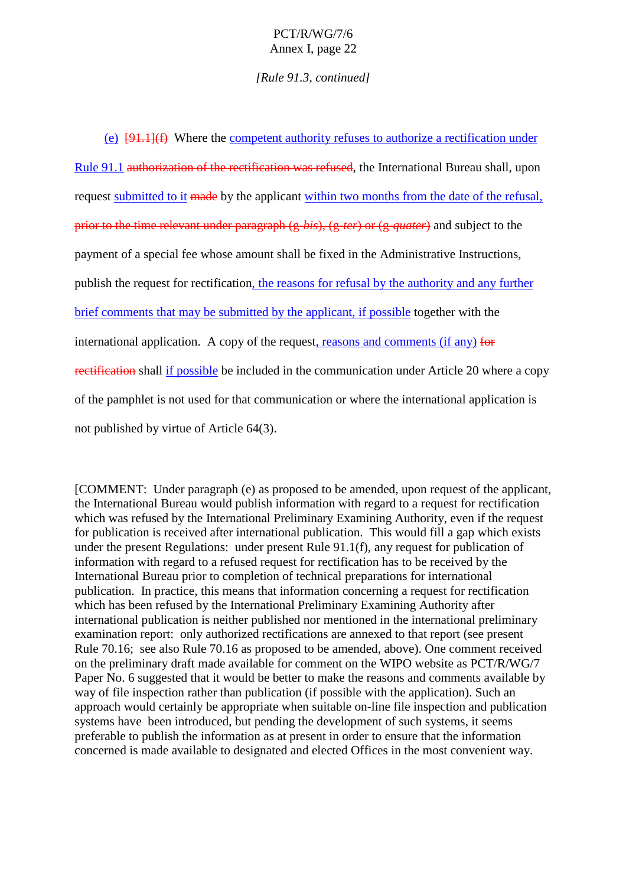*[Rule 91.3, continued]*

(e) [91.1](f) Where the competent authority refuses to authorize a rectification under Rule 91.1 authorization of the rectification was refused, the International Bureau shall, upon request submitted to it made by the applicant within two months from the date of the refusal, prior to the time relevant under paragraph (g-*bis*), (g-*ter*) or (g-*quater*) and subject to the payment of a special fee whose amount shall be fixed in the Administrative Instructions, publish the request for rectification, the reasons for refusal by the authority and any further brief comments that may be submitted by the applicant, if possible together with the international application. A copy of the request, reasons and comments (if any) for rectification shall if possible be included in the communication under Article 20 where a copy of the pamphlet is not used for that communication or where the international application is not published by virtue of Article 64(3).

[COMMENT: Under paragraph (e) as proposed to be amended, upon request of the applicant, the International Bureau would publish information with regard to a request for rectification which was refused by the International Preliminary Examining Authority, even if the request for publication is received after international publication. This would fill a gap which exists under the present Regulations: under present Rule 91.1(f), any request for publication of information with regard to a refused request for rectification has to be received by the International Bureau prior to completion of technical preparations for international publication. In practice, this means that information concerning a request for rectification which has been refused by the International Preliminary Examining Authority after international publication is neither published nor mentioned in the international preliminary examination report: only authorized rectifications are annexed to that report (see present Rule 70.16; see also Rule 70.16 as proposed to be amended, above). One comment received on the preliminary draft made available for comment on the WIPO website as PCT/R/WG/7 Paper No. 6 suggested that it would be better to make the reasons and comments available by way of file inspection rather than publication (if possible with the application). Such an approach would certainly be appropriate when suitable on-line file inspection and publication systems have been introduced, but pending the development of such systems, it seems preferable to publish the information as at present in order to ensure that the information concerned is made available to designated and elected Offices in the most convenient way.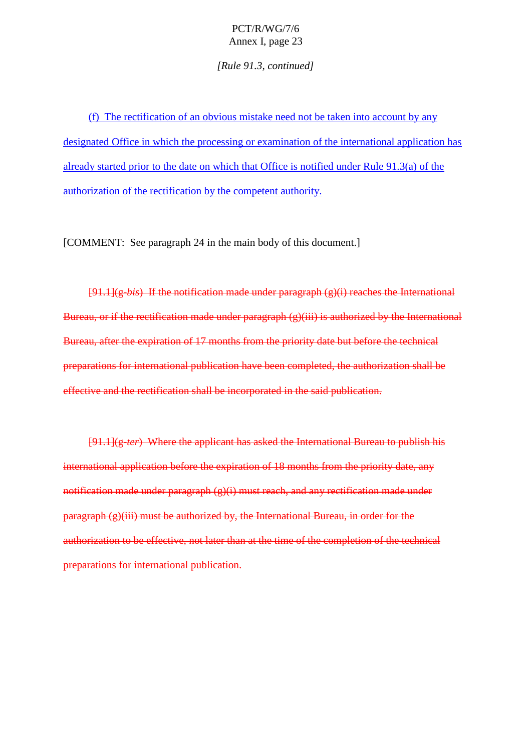*[Rule 91.3, continued]*

<u>(f) The rectification of an obvious mistake need not be taken into account by any designated Office in which the processing or examination of the international application has already started prior to the date on which that Office is notified under Rule 91.3(a) of the authorization of the rectification by the competent authority.</u>

[COMMENT: See paragraph 24 in the main body of this document.]

~~[91.1](g-*bis*) If the notification made under paragraph (g)(i) reaches the International Bureau, or if the rectification made under paragraph (g)(iii) is authorized by the International Bureau, after the expiration of 17 months from the priority date but before the technical preparations for international publication have been completed, the authorization shall be effective and the rectification shall be incorporated in the said publication.~~

~~[91.1](g-*ter*) Where the applicant has asked the International Bureau to publish his international application before the expiration of 18 months from the priority date, any notification made under paragraph (g)(i) must reach, and any rectification made under paragraph (g)(iii) must be authorized by, the International Bureau, in order for the authorization to be effective, not later than at the time of the completion of the technical preparations for international publication.~~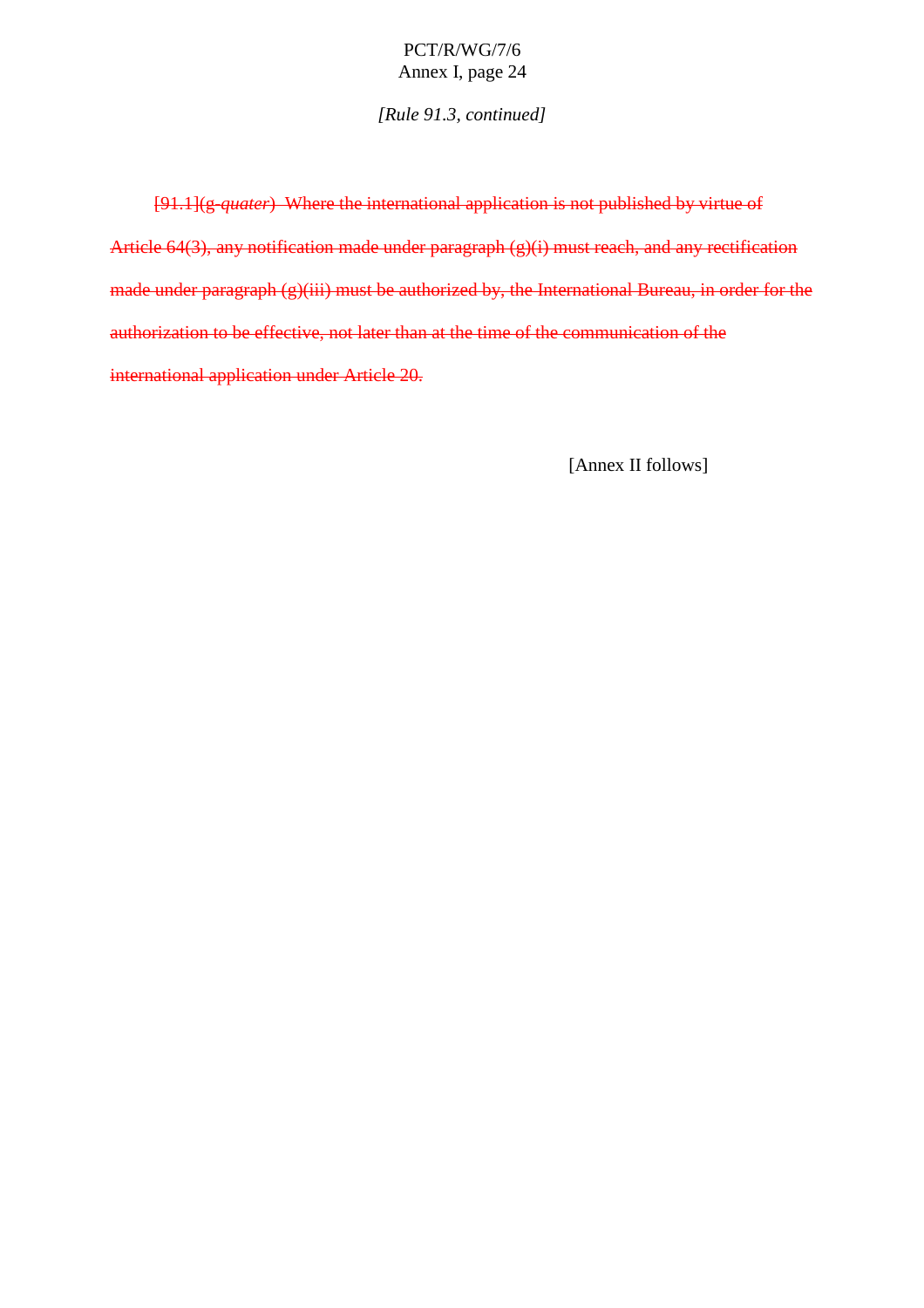*[Rule 91.3, continued]*

~~[91.1](g-*quater*) Where the international application is not published by virtue of Article 64(3), any notification made under paragraph (g)(i) must reach, and any rectification made under paragraph (g)(iii) must be authorized by, the International Bureau, in order for the authorization to be effective, not later than at the time of the communication of the international application under Article 20.~~

[Annex II follows]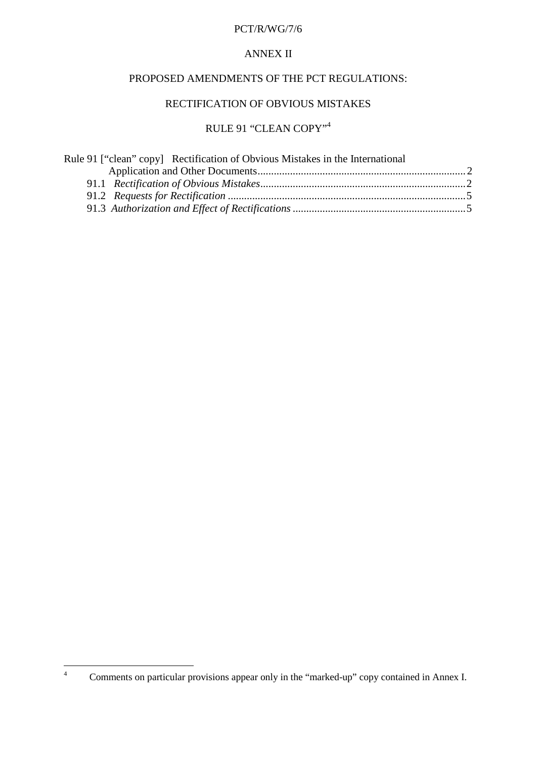ANNEX II

# PROPOSED AMENDMENTS OF THE PCT REGULATIONS:

## RECTIFICATION OF OBVIOUS MISTAKES

## RULE 91 "CLEAN COPY"[4]

Rule 91 ["clean" copy] Rectification of Obvious Mistakes in the International Application and Other Documents.......................................................................2

- 91.1 *Rectification of Obvious Mistakes*.......................................................................2
- 91.2 *Requests for Rectification* ....................................................................................5
- 91.3 *Authorization and Effect of Rectifications* ...........................................................5

---

[4] Comments on particular provisions appear only in the "marked-up" copy contained in Annex I.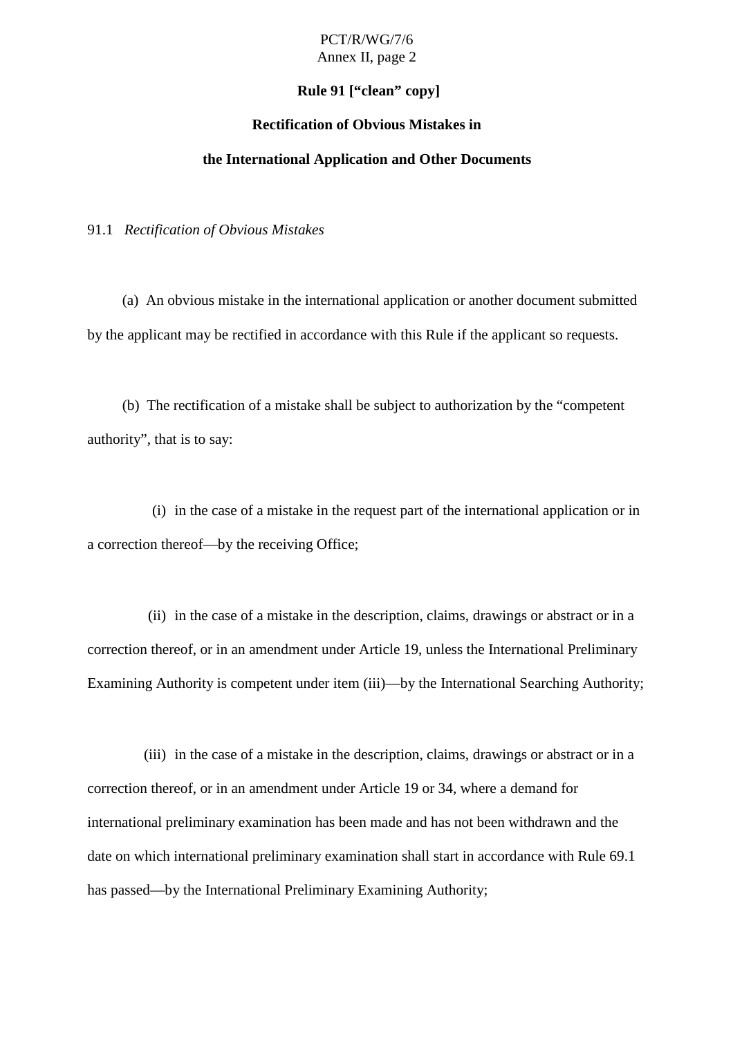**Rule 91 [“clean” copy]**

**Rectification of Obvious Mistakes in**

**the International Application and Other Documents**

91.1 *Rectification of Obvious Mistakes*

(a) An obvious mistake in the international application or another document submitted by the applicant may be rectified in accordance with this Rule if the applicant so requests.

(b) The rectification of a mistake shall be subject to authorization by the “competent authority”, that is to say:

(i) in the case of a mistake in the request part of the international application or in a correction thereof—by the receiving Office;

(ii) in the case of a mistake in the description, claims, drawings or abstract or in a correction thereof, or in an amendment under Article 19, unless the International Preliminary Examining Authority is competent under item (iii)—by the International Searching Authority;

(iii) in the case of a mistake in the description, claims, drawings or abstract or in a correction thereof, or in an amendment under Article 19 or 34, where a demand for international preliminary examination has been made and has not been withdrawn and the date on which international preliminary examination shall start in accordance with Rule 69.1 has passed—by the International Preliminary Examining Authority;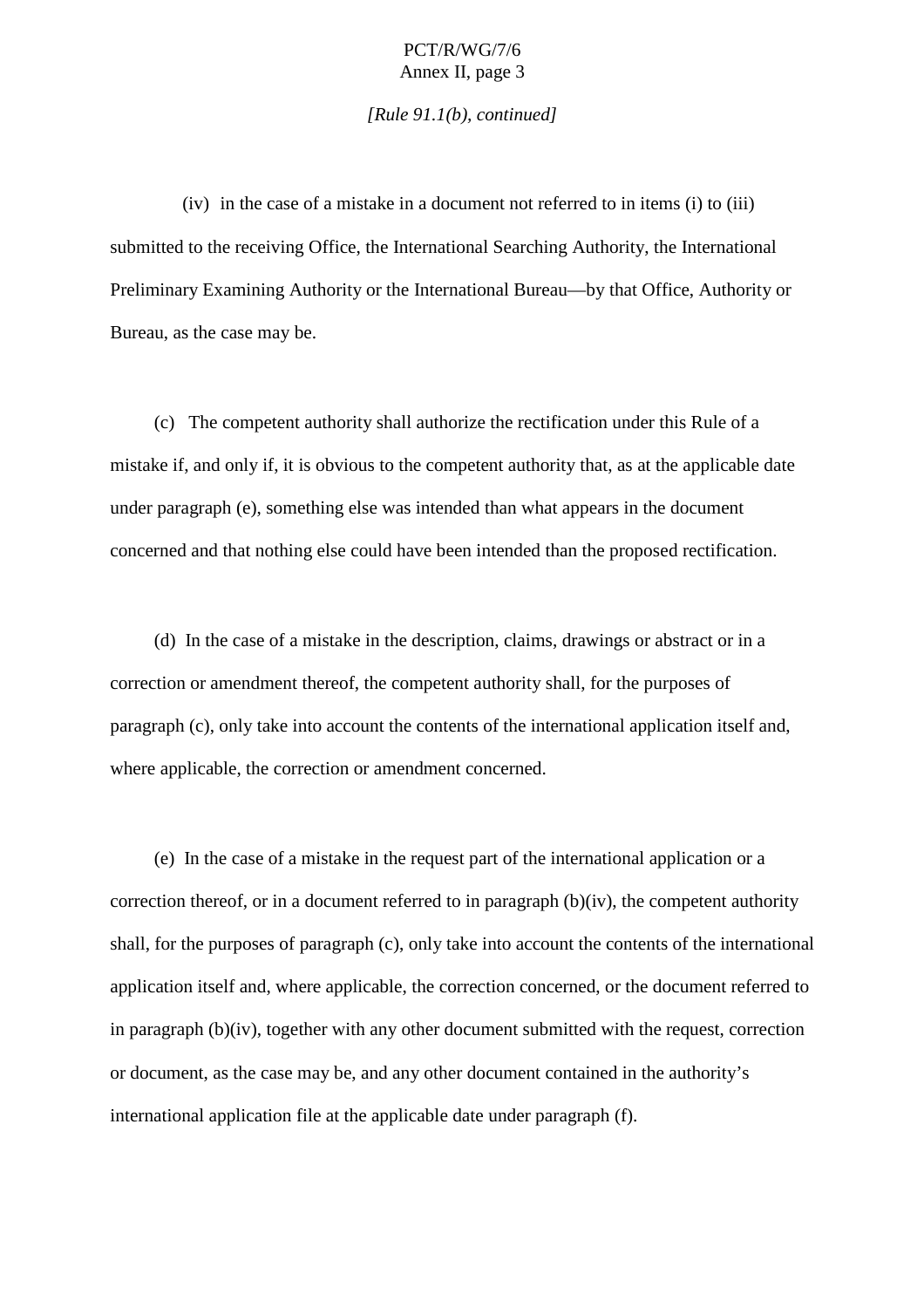*[Rule 91.1(b), continued]*

(iv) in the case of a mistake in a document not referred to in items (i) to (iii) submitted to the receiving Office, the International Searching Authority, the International Preliminary Examining Authority or the International Bureau—by that Office, Authority or Bureau, as the case may be.

(c) The competent authority shall authorize the rectification under this Rule of a mistake if, and only if, it is obvious to the competent authority that, as at the applicable date under paragraph (e), something else was intended than what appears in the document concerned and that nothing else could have been intended than the proposed rectification.

(d) In the case of a mistake in the description, claims, drawings or abstract or in a correction or amendment thereof, the competent authority shall, for the purposes of paragraph (c), only take into account the contents of the international application itself and, where applicable, the correction or amendment concerned.

(e) In the case of a mistake in the request part of the international application or a correction thereof, or in a document referred to in paragraph (b)(iv), the competent authority shall, for the purposes of paragraph (c), only take into account the contents of the international application itself and, where applicable, the correction concerned, or the document referred to in paragraph (b)(iv), together with any other document submitted with the request, correction or document, as the case may be, and any other document contained in the authority's international application file at the applicable date under paragraph (f).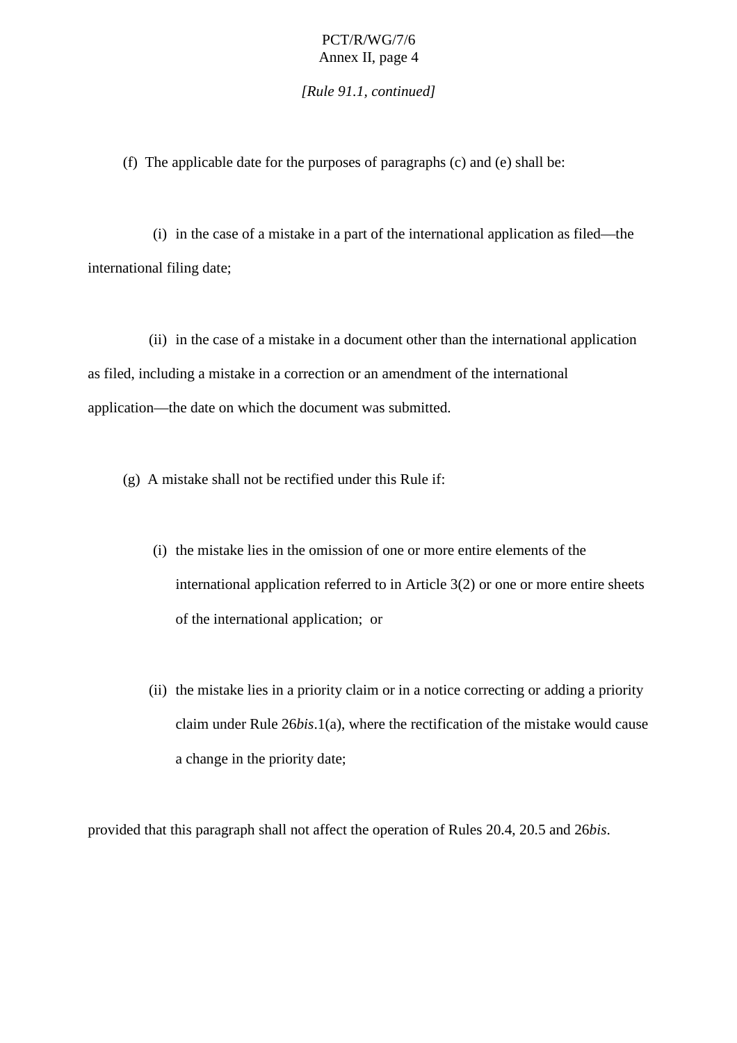*[Rule 91.1, continued]*

(f) The applicable date for the purposes of paragraphs (c) and (e) shall be:

(i) in the case of a mistake in a part of the international application as filed—the international filing date;

(ii) in the case of a mistake in a document other than the international application as filed, including a mistake in a correction or an amendment of the international application—the date on which the document was submitted.

(g) A mistake shall not be rectified under this Rule if:

(i) the mistake lies in the omission of one or more entire elements of the international application referred to in Article 3(2) or one or more entire sheets of the international application; or

(ii) the mistake lies in a priority claim or in a notice correcting or adding a priority claim under Rule 26*bis*.1(a), where the rectification of the mistake would cause a change in the priority date;

provided that this paragraph shall not affect the operation of Rules 20.4, 20.5 and 26*bis*.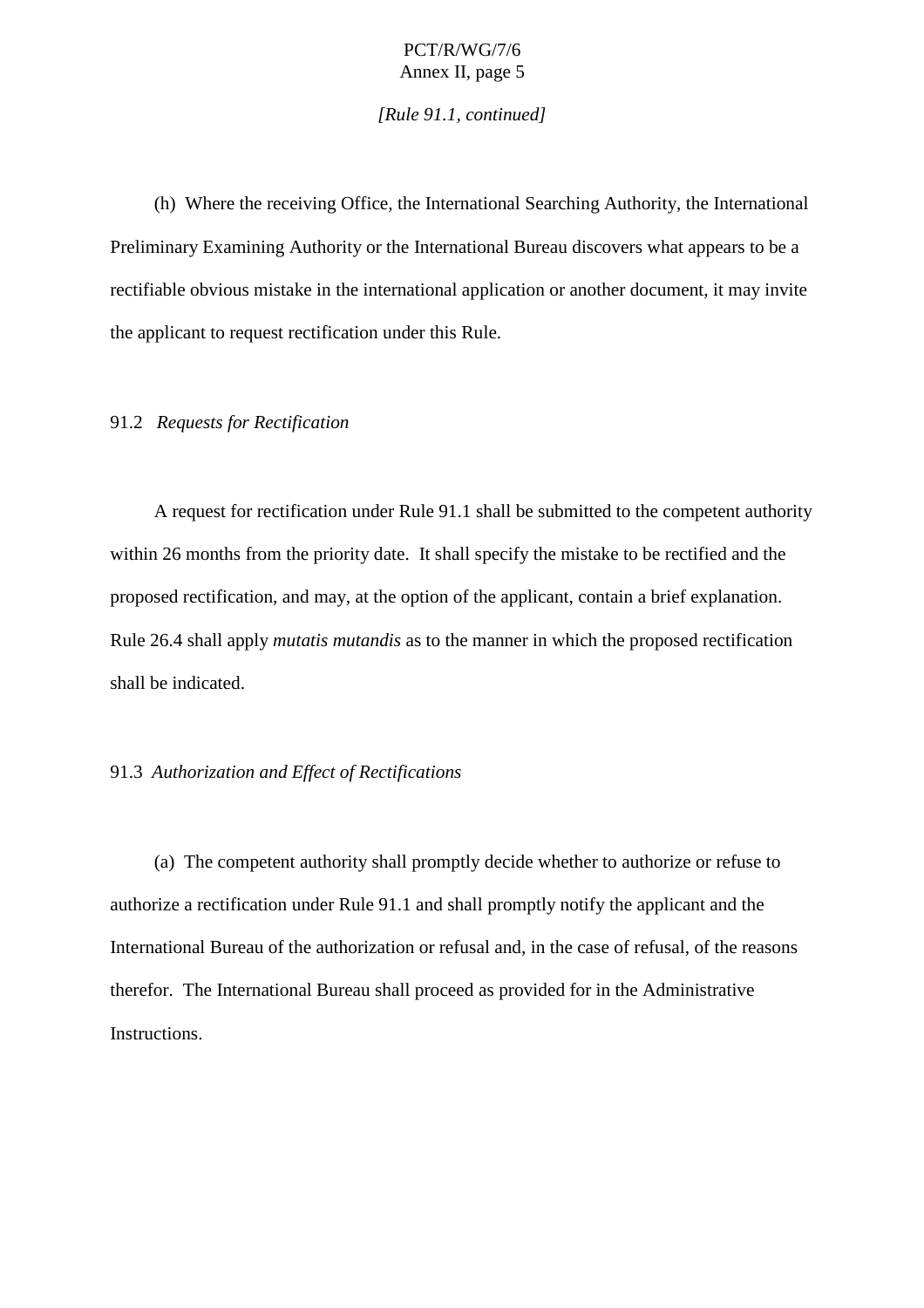*[Rule 91.1, continued]*

(h) Where the receiving Office, the International Searching Authority, the International Preliminary Examining Authority or the International Bureau discovers what appears to be a rectifiable obvious mistake in the international application or another document, it may invite the applicant to request rectification under this Rule.

91.2 *Requests for Rectification*

A request for rectification under Rule 91.1 shall be submitted to the competent authority within 26 months from the priority date. It shall specify the mistake to be rectified and the proposed rectification, and may, at the option of the applicant, contain a brief explanation. Rule 26.4 shall apply *mutatis mutandis* as to the manner in which the proposed rectification shall be indicated.

91.3 *Authorization and Effect of Rectifications*

(a) The competent authority shall promptly decide whether to authorize or refuse to authorize a rectification under Rule 91.1 and shall promptly notify the applicant and the International Bureau of the authorization or refusal and, in the case of refusal, of the reasons therefor. The International Bureau shall proceed as provided for in the Administrative Instructions.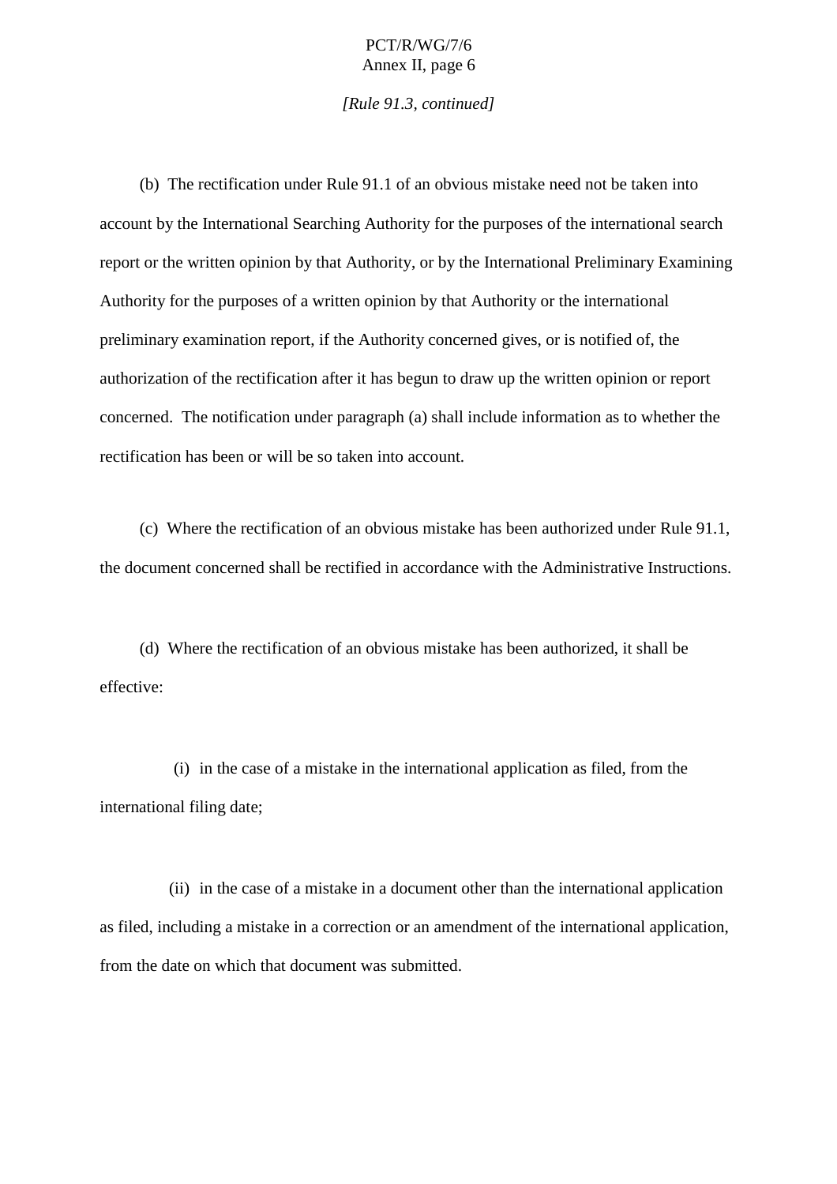*[Rule 91.3, continued]*

(b) The rectification under Rule 91.1 of an obvious mistake need not be taken into account by the International Searching Authority for the purposes of the international search report or the written opinion by that Authority, or by the International Preliminary Examining Authority for the purposes of a written opinion by that Authority or the international preliminary examination report, if the Authority concerned gives, or is notified of, the authorization of the rectification after it has begun to draw up the written opinion or report concerned. The notification under paragraph (a) shall include information as to whether the rectification has been or will be so taken into account.

(c) Where the rectification of an obvious mistake has been authorized under Rule 91.1, the document concerned shall be rectified in accordance with the Administrative Instructions.

(d) Where the rectification of an obvious mistake has been authorized, it shall be effective:

(i) in the case of a mistake in the international application as filed, from the international filing date;

(ii) in the case of a mistake in a document other than the international application as filed, including a mistake in a correction or an amendment of the international application, from the date on which that document was submitted.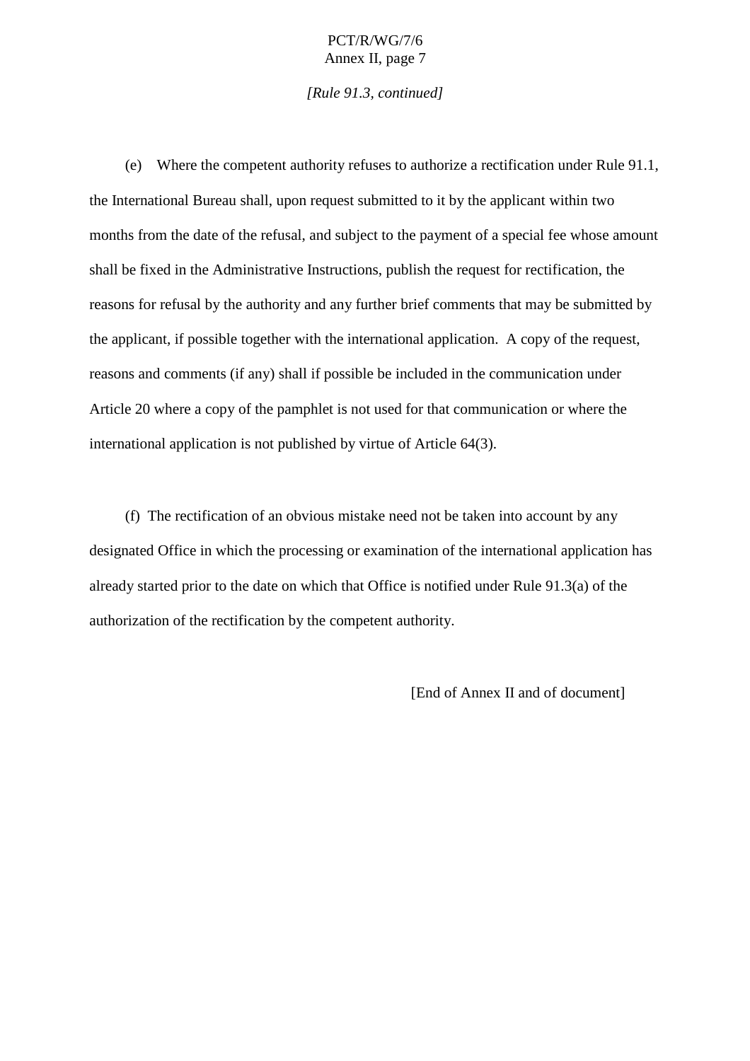*[Rule 91.3, continued]*

(e) Where the competent authority refuses to authorize a rectification under Rule 91.1, the International Bureau shall, upon request submitted to it by the applicant within two months from the date of the refusal, and subject to the payment of a special fee whose amount shall be fixed in the Administrative Instructions, publish the request for rectification, the reasons for refusal by the authority and any further brief comments that may be submitted by the applicant, if possible together with the international application. A copy of the request, reasons and comments (if any) shall if possible be included in the communication under Article 20 where a copy of the pamphlet is not used for that communication or where the international application is not published by virtue of Article 64(3).

(f) The rectification of an obvious mistake need not be taken into account by any designated Office in which the processing or examination of the international application has already started prior to the date on which that Office is notified under Rule 91.3(a) of the authorization of the rectification by the competent authority.

[End of Annex II and of document]